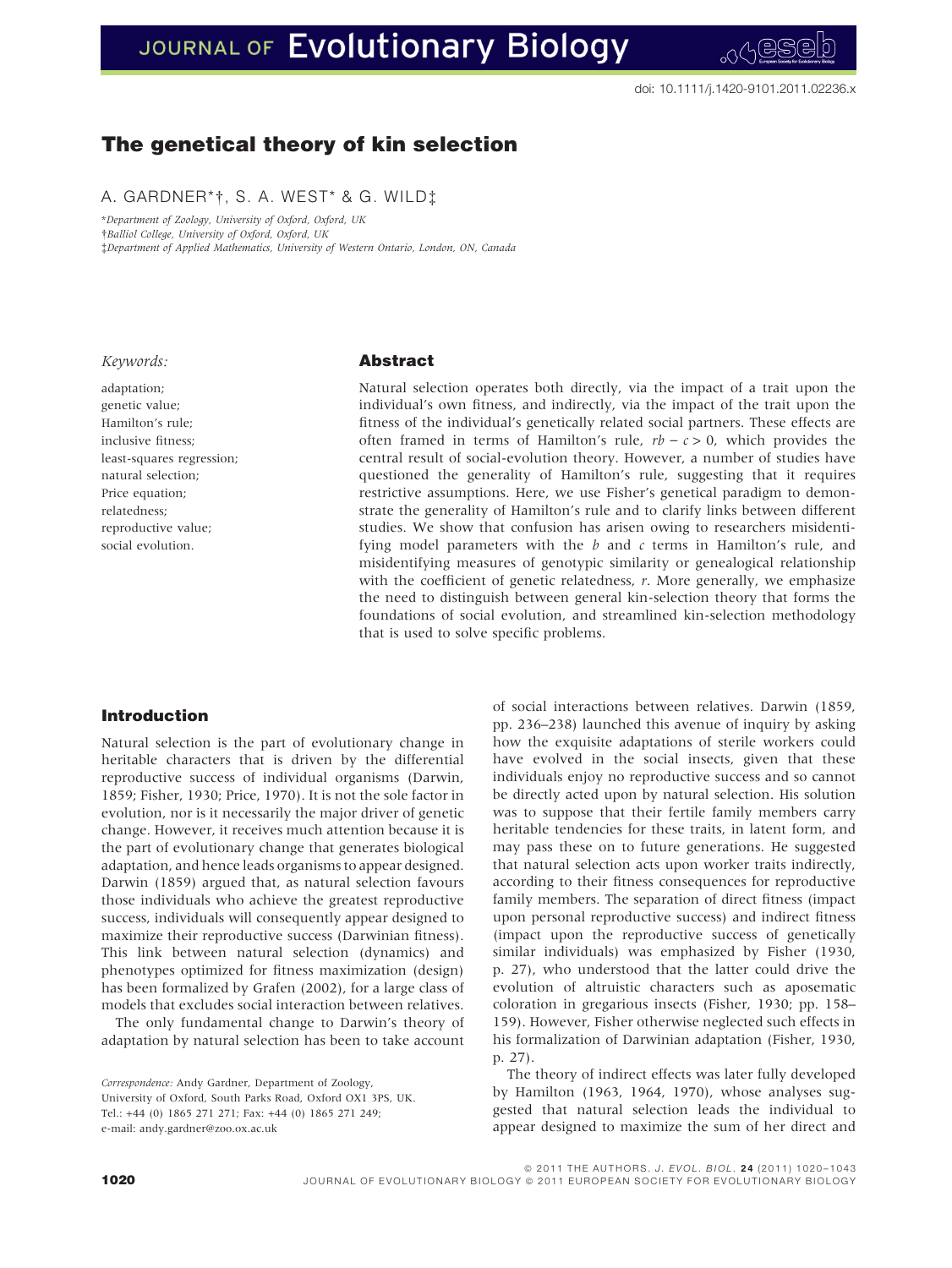doi: 10.1111/j.1420-9101.2011.02236.x

# The genetical theory of kin selection

A. GARDNER*†, S. A. WEST* & G. WILD‡

*Department of Zoology, University of Oxford, Oxford, UK
†Balliol College, University of Oxford, Oxford, UK
‡Department of Applied Mathematics, University of Western Ontario, London, ON, Canada

*Keywords:*

adaptation;
genetic value;
Hamilton's rule;
inclusive fitness;
least-squares regression;
natural selection;
Price equation;
relatedness;
reproductive value;
social evolution.

## Abstract

Natural selection operates both directly, via the impact of a trait upon the individual's own fitness, and indirectly, via the impact of the trait upon the fitness of the individual's genetically related social partners. These effects are often framed in terms of Hamilton's rule, $rb - c > 0$, which provides the central result of social-evolution theory. However, a number of studies have questioned the generality of Hamilton's rule, suggesting that it requires restrictive assumptions. Here, we use Fisher's genetical paradigm to demonstrate the generality of Hamilton's rule and to clarify links between different studies. We show that confusion has arisen owing to researchers misidentifying model parameters with the $b$ and $c$ terms in Hamilton's rule, and misidentifying measures of genotypic similarity or genealogical relationship with the coefficient of genetic relatedness, $r$. More generally, we emphasize the need to distinguish between general kin-selection theory that forms the foundations of social evolution, and streamlined kin-selection methodology that is used to solve specific problems.

## Introduction

Natural selection is the part of evolutionary change in heritable characters that is driven by the differential reproductive success of individual organisms (Darwin, 1859; Fisher, 1930; Price, 1970). It is not the sole factor in evolution, nor is it necessarily the major driver of genetic change. However, it receives much attention because it is the part of evolutionary change that generates biological adaptation, and hence leads organisms to appear designed. Darwin (1859) argued that, as natural selection favours those individuals who achieve the greatest reproductive success, individuals will consequently appear designed to maximize their reproductive success (Darwinian fitness). This link between natural selection (dynamics) and phenotypes optimized for fitness maximization (design) has been formalized by Grafen (2002), for a large class of models that excludes social interaction between relatives.

The only fundamental change to Darwin's theory of adaptation by natural selection has been to take account of social interactions between relatives. Darwin (1859, pp. 236–238) launched this avenue of inquiry by asking how the exquisite adaptations of sterile workers could have evolved in the social insects, given that these individuals enjoy no reproductive success and so cannot be directly acted upon by natural selection. His solution was to suppose that their fertile family members carry heritable tendencies for these traits, in latent form, and may pass these on to future generations. He suggested that natural selection acts upon worker traits indirectly, according to their fitness consequences for reproductive family members. The separation of direct fitness (impact upon personal reproductive success) and indirect fitness (impact upon the reproductive success of genetically similar individuals) was emphasized by Fisher (1930, p. 27), who understood that the latter could drive the evolution of altruistic characters such as aposematic coloration in gregarious insects (Fisher, 1930; pp. 158–159). However, Fisher otherwise neglected such effects in his formalization of Darwinian adaptation (Fisher, 1930, p. 27).

The theory of indirect effects was later fully developed by Hamilton (1963, 1964, 1970), whose analyses suggested that natural selection leads the individual to appear designed to maximize the sum of her direct and

*Correspondence:* Andy Gardner, Department of Zoology, University of Oxford, South Parks Road, Oxford OX1 3PS, UK.
Tel.: +44 (0) 1865 271 271; Fax: +44 (0) 1865 271 249;
e-mail: andy.gardner@zoo.ox.ac.uk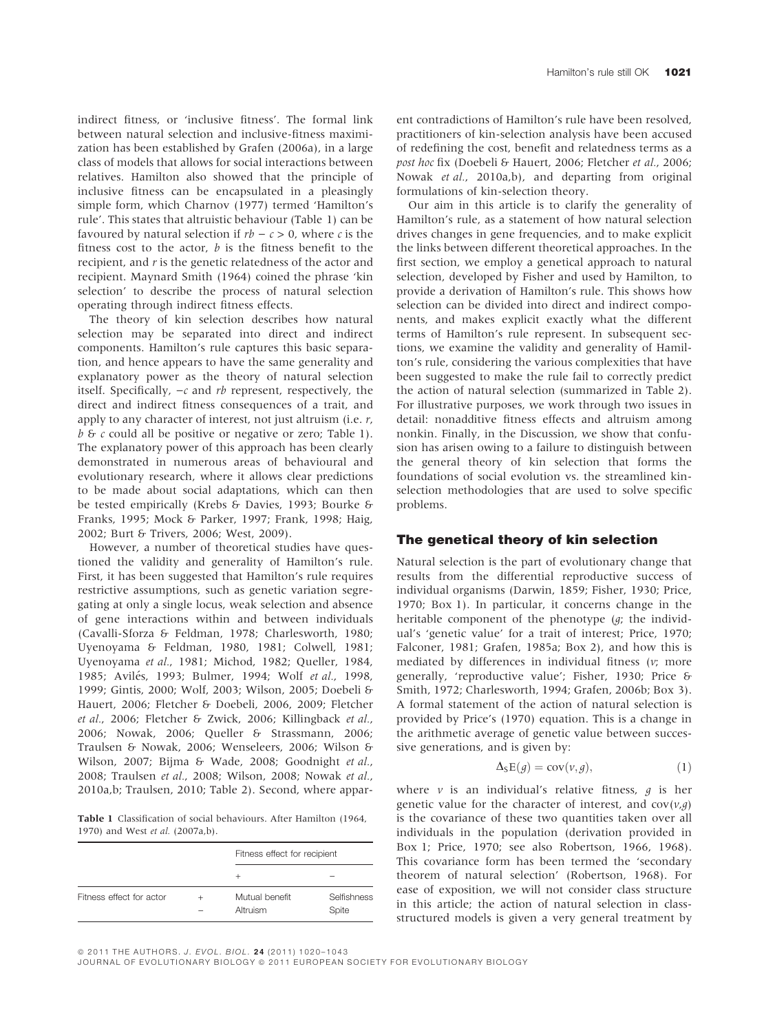indirect fitness, or 'inclusive fitness'. The formal link between natural selection and inclusive-fitness maximization has been established by Grafen (2006a), in a large class of models that allows for social interactions between relatives. Hamilton also showed that the principle of inclusive fitness can be encapsulated in a pleasingly simple form, which Charnov (1977) termed 'Hamilton's rule'. This states that altruistic behaviour (Table 1) can be favoured by natural selection if $rb - c > 0$, where $c$ is the fitness cost to the actor, $b$ is the fitness benefit to the recipient, and $r$ is the genetic relatedness of the actor and recipient. Maynard Smith (1964) coined the phrase 'kin selection' to describe the process of natural selection operating through indirect fitness effects.

The theory of kin selection describes how natural selection may be separated into direct and indirect components. Hamilton's rule captures this basic separation, and hence appears to have the same generality and explanatory power as the theory of natural selection itself. Specifically, $-c$ and $rb$ represent, respectively, the direct and indirect fitness consequences of a trait, and apply to any character of interest, not just altruism (i.e. $r$, $b$ & $c$ could all be positive or negative or zero; Table 1). The explanatory power of this approach has been clearly demonstrated in numerous areas of behavioural and evolutionary research, where it allows clear predictions to be made about social adaptations, which can then be tested empirically (Krebs & Davies, 1993; Bourke & Franks, 1995; Mock & Parker, 1997; Frank, 1998; Haig, 2002; Burt & Trivers, 2006; West, 2009).

However, a number of theoretical studies have questioned the validity and generality of Hamilton's rule. First, it has been suggested that Hamilton's rule requires restrictive assumptions, such as genetic variation segregating at only a single locus, weak selection and absence of gene interactions within and between individuals (Cavalli-Sforza & Feldman, 1978; Charlesworth, 1980; Uyenoyama & Feldman, 1980, 1981; Colwell, 1981; Uyenoyama *et al.*, 1981; Michod, 1982; Queller, 1984, 1985; Avilés, 1993; Bulmer, 1994; Wolf *et al.*, 1998, 1999; Gintis, 2000; Wolf, 2003; Wilson, 2005; Doebeli & Hauert, 2006; Fletcher & Doebeli, 2006, 2009; Fletcher *et al.*, 2006; Fletcher & Zwick, 2006; Killingback *et al.*, 2006; Nowak, 2006; Queller & Strassmann, 2006; Traulsen & Nowak, 2006; Wenseleers, 2006; Wilson & Wilson, 2007; Bijma & Wade, 2008; Goodnight *et al.*, 2008; Traulsen *et al.*, 2008; Wilson, 2008; Nowak *et al.*, 2010a,b; Traulsen, 2010; Table 2). Second, where apparent contradictions of Hamilton's rule have been resolved, practitioners of kin-selection analysis have been accused of redefining the cost, benefit and relatedness terms as a *post hoc* fix (Doebeli & Hauert, 2006; Fletcher *et al.*, 2006; Nowak *et al.*, 2010a,b), and departing from original formulations of kin-selection theory.

**Table 1** Classification of social behaviours. After Hamilton (1964, 1970) and West *et al.* (2007a,b).

| | | Fitness effect for recipient | |
|---|---|---|---|
| | | + | − |
| Fitness effect for actor | + | Mutual benefit | Selfishness |
| | − | Altruism | Spite |

Our aim in this article is to clarify the generality of Hamilton's rule, as a statement of how natural selection drives changes in gene frequencies, and to make explicit the links between different theoretical approaches. In the first section, we employ a genetical approach to natural selection, developed by Fisher and used by Hamilton, to provide a derivation of Hamilton's rule. This shows how selection can be divided into direct and indirect components, and makes explicit exactly what the different terms of Hamilton's rule represent. In subsequent sections, we examine the validity and generality of Hamilton's rule, considering the various complexities that have been suggested to make the rule fail to correctly predict the action of natural selection (summarized in Table 2). For illustrative purposes, we work through two issues in detail: nonadditive fitness effects and altruism among nonkin. Finally, in the Discussion, we show that confusion has arisen owing to a failure to distinguish between the general theory of kin selection that forms the foundations of social evolution vs. the streamlined kin-selection methodologies that are used to solve specific problems.

## The genetical theory of kin selection

Natural selection is the part of evolutionary change that results from the differential reproductive success of individual organisms (Darwin, 1859; Fisher, 1930; Price, 1970; Box 1). In particular, it concerns change in the heritable component of the phenotype ($g$; the individual's 'genetic value' for a trait of interest; Price, 1970; Falconer, 1981; Grafen, 1985a; Box 2), and how this is mediated by differences in individual fitness ($v$; more generally, 'reproductive value'; Fisher, 1930; Price & Smith, 1972; Charlesworth, 1994; Grafen, 2006b; Box 3). A formal statement of the action of natural selection is provided by Price's (1970) equation. This is a change in the arithmetic average of genetic value between successive generations, and is given by:

$$\Delta_{\mathrm{S}}\mathrm{E}(g) = \mathrm{cov}(v, g), \tag{1}$$

where $v$ is an individual's relative fitness, $g$ is her genetic value for the character of interest, and $\mathrm{cov}(v,g)$ is the covariance of these two quantities taken over all individuals in the population (derivation provided in Box 1; Price, 1970; see also Robertson, 1966, 1968). This covariance form has been termed the 'secondary theorem of natural selection' (Robertson, 1968). For ease of exposition, we will not consider class structure in this article; the action of natural selection in class-structured models is given a very general treatment by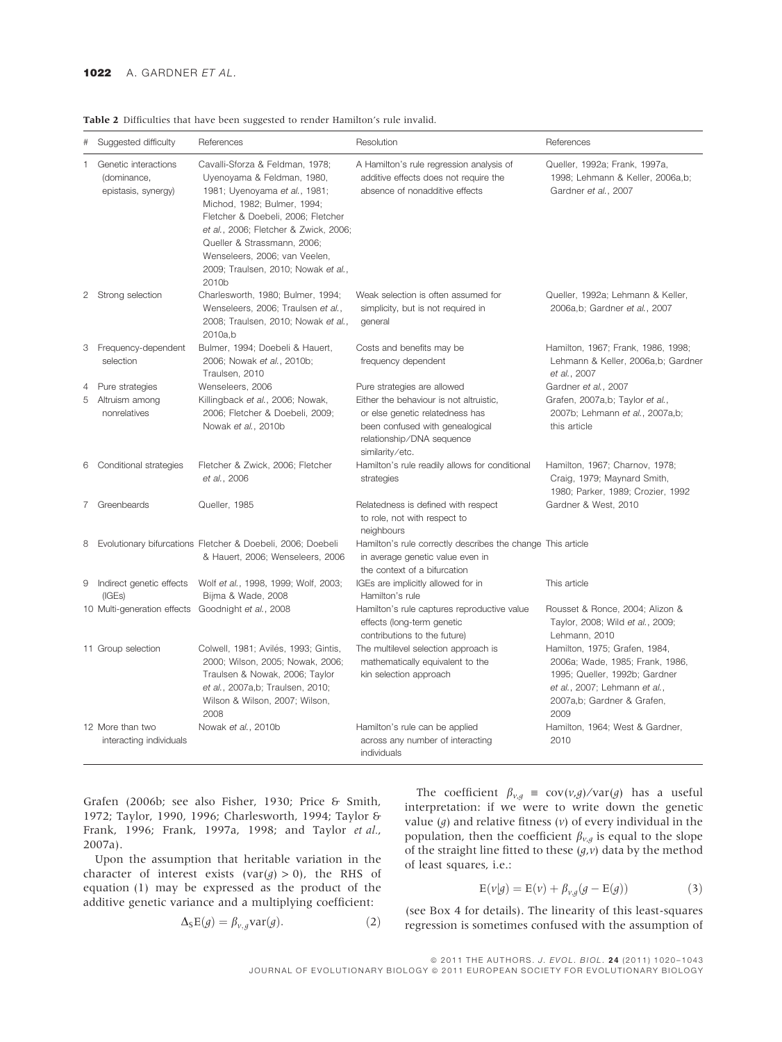**Table 2** Difficulties that have been suggested to render Hamilton's rule invalid.

| # | Suggested difficulty | References | Resolution | References |
|---|---|---|---|---|
| 1 | Genetic interactions (dominance, epistasis, synergy) | Cavalli-Sforza & Feldman, 1978; Uyenoyama & Feldman, 1980, 1981; Uyenoyama *et al.*, 1981; Michod, 1982; Bulmer, 1994; Fletcher & Doebeli, 2006; Fletcher *et al.*, 2006; Fletcher & Zwick, 2006; Queller & Strassmann, 2006; Wenseleers, 2006; van Veelen, 2009; Traulsen, 2010; Nowak *et al.*, 2010b | A Hamilton's rule regression analysis of additive effects does not require the absence of nonadditive effects | Queller, 1992a; Frank, 1997a, 1998; Lehmann & Keller, 2006a,b; Gardner *et al.*, 2007 |
| 2 | Strong selection | Charlesworth, 1980; Bulmer, 1994; Wenseleers, 2006; Traulsen *et al.*, 2008; Traulsen, 2010; Nowak *et al.*, 2010a,b | Weak selection is often assumed for simplicity, but is not required in general | Queller, 1992a; Lehmann & Keller, 2006a,b; Gardner *et al.*, 2007 |
| 3 | Frequency-dependent selection | Bulmer, 1994; Doebeli & Hauert, 2006; Nowak *et al.*, 2010b; Traulsen, 2010 | Costs and benefits may be frequency dependent | Hamilton, 1967; Frank, 1986, 1998; Lehmann & Keller, 2006a,b; Gardner *et al.*, 2007 |
| 4 | Pure strategies | Wenseleers, 2006 | Pure strategies are allowed | Gardner *et al.*, 2007 |
| 5 | Altruism among nonrelatives | Killingback *et al.*, 2006; Nowak, 2006; Fletcher & Doebeli, 2009; Nowak *et al.*, 2010b | Either the behaviour is not altruistic, or else genetic relatedness has been confused with genealogical relationship/DNA sequence similarity/etc. | Grafen, 2007a,b; Taylor *et al.*, 2007b; Lehmann *et al.*, 2007a,b; this article |
| 6 | Conditional strategies | Fletcher & Zwick, 2006; Fletcher *et al.*, 2006 | Hamilton's rule readily allows for conditional strategies | Hamilton, 1967; Charnov, 1978; Craig, 1979; Maynard Smith, 1980; Parker, 1989; Crozier, 1992 |
| 7 | Greenbeards | Queller, 1985 | Relatedness is defined with respect to role, not with respect to neighbours | Gardner & West, 2010 |
| 8 | Evolutionary bifurcations | Fletcher & Doebeli, 2006; Doebeli & Hauert, 2006; Wenseleers, 2006 | Hamilton's rule correctly describes the change in average genetic value even in the context of a bifurcation | This article |
| 9 | Indirect genetic effects (IGEs) | Wolf *et al.*, 1998, 1999; Wolf, 2003; Bijma & Wade, 2008 | IGEs are implicitly allowed for in Hamilton's rule | This article |
| 10 | Multi-generation effects | Goodnight *et al.*, 2008 | Hamilton's rule captures reproductive value effects (long-term genetic contributions to the future) | Rousset & Ronce, 2004; Alizon & Taylor, 2008; Wild *et al.*, 2009; Lehmann, 2010 |
| 11 | Group selection | Colwell, 1981; Avilés, 1993; Gintis, 2000; Wilson, 2005; Nowak, 2006; Traulsen & Nowak, 2006; Taylor *et al.*, 2007a,b; Traulsen, 2010; Wilson & Wilson, 2007; Wilson, 2008 | The multilevel selection approach is mathematically equivalent to the kin selection approach | Hamilton, 1975; Grafen, 1984, 2006a; Wade, 1985; Frank, 1986, 1995; Queller, 1992b; Gardner *et al.*, 2007; Lehmann *et al.*, 2007a,b; Gardner & Grafen, 2009 |
| 12 | More than two interacting individuals | Nowak *et al.*, 2010b | Hamilton's rule can be applied across any number of interacting individuals | Hamilton, 1964; West & Gardner, 2010 |

Grafen (2006b; see also Fisher, 1930; Price & Smith, 1972; Taylor, 1990, 1996; Charlesworth, 1994; Taylor & Frank, 1996; Frank, 1997a, 1998; and Taylor *et al.*, 2007a).

Upon the assumption that heritable variation in the character of interest exists ($\mathrm{var}(g) > 0$), the RHS of equation (1) may be expressed as the product of the additive genetic variance and a multiplying coefficient:

$$\Delta_S \mathrm{E}(g) = \beta_{v,g}\,\mathrm{var}(g). \tag{2}$$

The coefficient $\beta_{v,g} \equiv \mathrm{cov}(v,g)/\mathrm{var}(g)$ has a useful interpretation: if we were to write down the genetic value ($g$) and relative fitness ($v$) of every individual in the population, then the coefficient $\beta_{v,g}$ is equal to the slope of the straight line fitted to these ($g$,$v$) data by the method of least squares, i.e.:

$$\mathrm{E}(v|g) = \mathrm{E}(v) + \beta_{v,g}(g - \mathrm{E}(g)) \tag{3}$$

(see Box 4 for details). The linearity of this least-squares regression is sometimes confused with the assumption of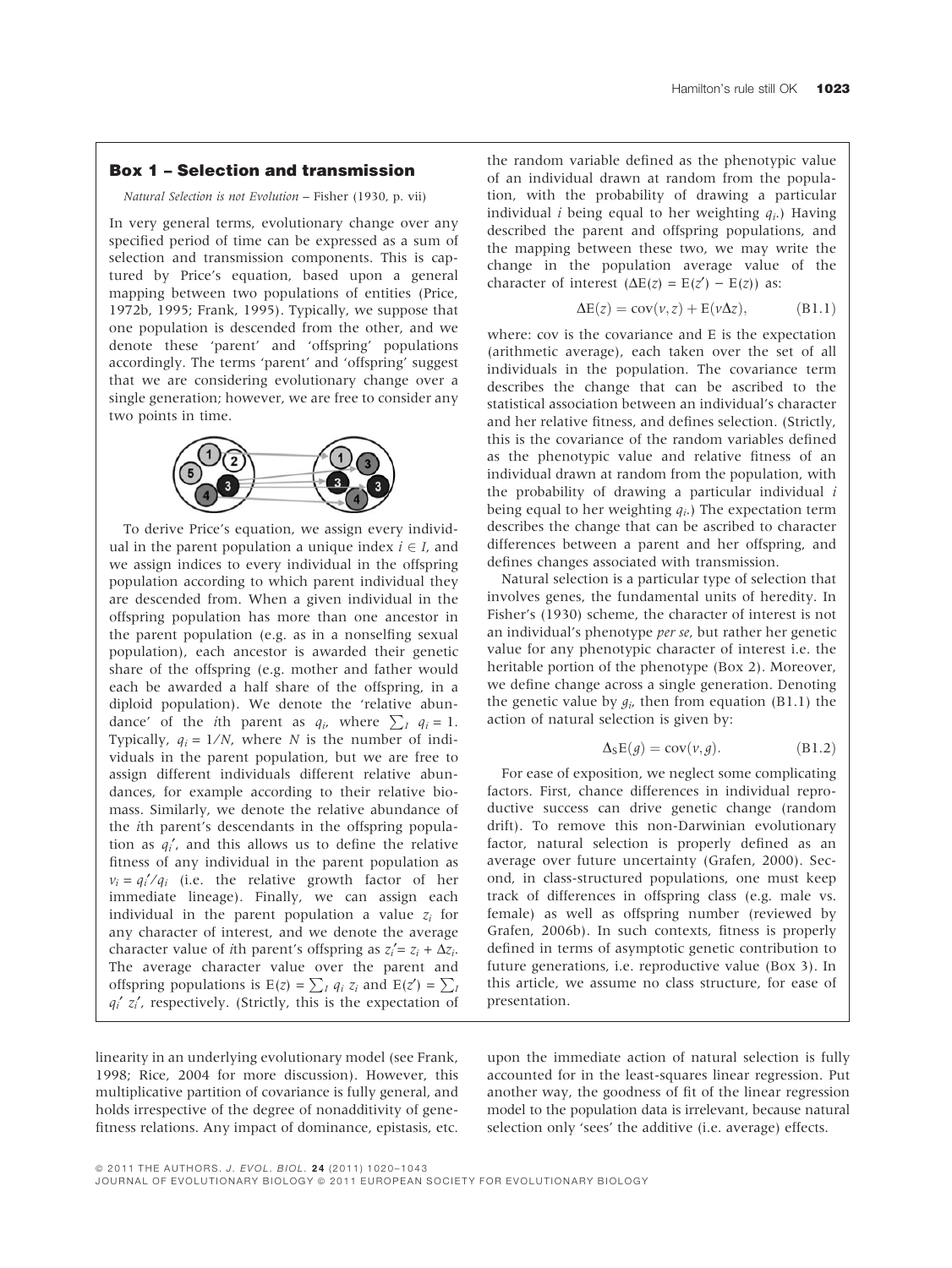## Box 1 – Selection and transmission

*Natural Selection is not Evolution* – Fisher (1930, p. vii)

In very general terms, evolutionary change over any specified period of time can be expressed as a sum of selection and transmission components. This is captured by Price's equation, based upon a general mapping between two populations of entities (Price, 1972b, 1995; Frank, 1995). Typically, we suppose that one population is descended from the other, and we denote these 'parent' and 'offspring' populations accordingly. The terms 'parent' and 'offspring' suggest that we are considering evolutionary change over a single generation; however, we are free to consider any two points in time.

To derive Price's equation, we assign every individual in the parent population a unique index $i \in I$, and we assign indices to every individual in the offspring population according to which parent individual they are descended from. When a given individual in the offspring population has more than one ancestor in the parent population (e.g. as in a nonselfing sexual population), each ancestor is awarded their genetic share of the offspring (e.g. mother and father would each be awarded a half share of the offspring, in a diploid population). We denote the 'relative abundance' of the $i$th parent as $q_i$, where $\sum_I q_i = 1$. Typically, $q_i = 1/N$, where $N$ is the number of individuals in the parent population, but we are free to assign different individuals different relative abundances, for example according to their relative biomass. Similarly, we denote the relative abundance of the $i$th parent's descendants in the offspring population as $q_i'$, and this allows us to define the relative fitness of any individual in the parent population as $v_i = q_i'/q_i$ (i.e. the relative growth factor of her immediate lineage). Finally, we can assign each individual in the parent population a value $z_i$ for any character of interest, and we denote the average character value of $i$th parent's offspring as $z_i' = z_i + \Delta z_i$. The average character value over the parent and offspring populations is $\mathrm{E}(z) = \sum_I q_i \, z_i$ and $\mathrm{E}(z') = \sum_I q_i' \, z_i'$, respectively. (Strictly, this is the expectation of the random variable defined as the phenotypic value of an individual drawn at random from the population, with the probability of drawing a particular individual $i$ being equal to her weighting $q_i$.) Having described the parent and offspring populations, and the mapping between these two, we may write the change in the population average value of the character of interest ($\Delta\mathrm{E}(z) = \mathrm{E}(z') - \mathrm{E}(z)$) as:

$$\Delta\mathrm{E}(z) = \mathrm{cov}(v, z) + \mathrm{E}(v\Delta z), \qquad \text{(B1.1)}$$

where: cov is the covariance and E is the expectation (arithmetic average), each taken over the set of all individuals in the population. The covariance term describes the change that can be ascribed to the statistical association between an individual's character and her relative fitness, and defines selection. (Strictly, this is the covariance of the random variables defined as the phenotypic value and relative fitness of an individual drawn at random from the population, with the probability of drawing a particular individual $i$ being equal to her weighting $q_i$.) The expectation term describes the change that can be ascribed to character differences between a parent and her offspring, and defines changes associated with transmission.

Natural selection is a particular type of selection that involves genes, the fundamental units of heredity. In Fisher's (1930) scheme, the character of interest is not an individual's phenotype *per se*, but rather her genetic value for any phenotypic character of interest i.e. the heritable portion of the phenotype (Box 2). Moreover, we define change across a single generation. Denoting the genetic value by $g_i$, then from equation (B1.1) the action of natural selection is given by:

$$\Delta_S\mathrm{E}(g) = \mathrm{cov}(v, g). \qquad \text{(B1.2)}$$

For ease of exposition, we neglect some complicating factors. First, chance differences in individual reproductive success can drive genetic change (random drift). To remove this non-Darwinian evolutionary factor, natural selection is properly defined as an average over future uncertainty (Grafen, 2000). Second, in class-structured populations, one must keep track of differences in offspring class (e.g. male vs. female) as well as offspring number (reviewed by Grafen, 2006b). In such contexts, fitness is properly defined in terms of asymptotic genetic contribution to future generations, i.e. reproductive value (Box 3). In this article, we assume no class structure, for ease of presentation.

linearity in an underlying evolutionary model (see Frank, 1998; Rice, 2004 for more discussion). However, this multiplicative partition of covariance is fully general, and holds irrespective of the degree of nonadditivity of gene-fitness relations. Any impact of dominance, epistasis, etc. upon the immediate action of natural selection is fully accounted for in the least-squares linear regression. Put another way, the goodness of fit of the linear regression model to the population data is irrelevant, because natural selection only 'sees' the additive (i.e. average) effects.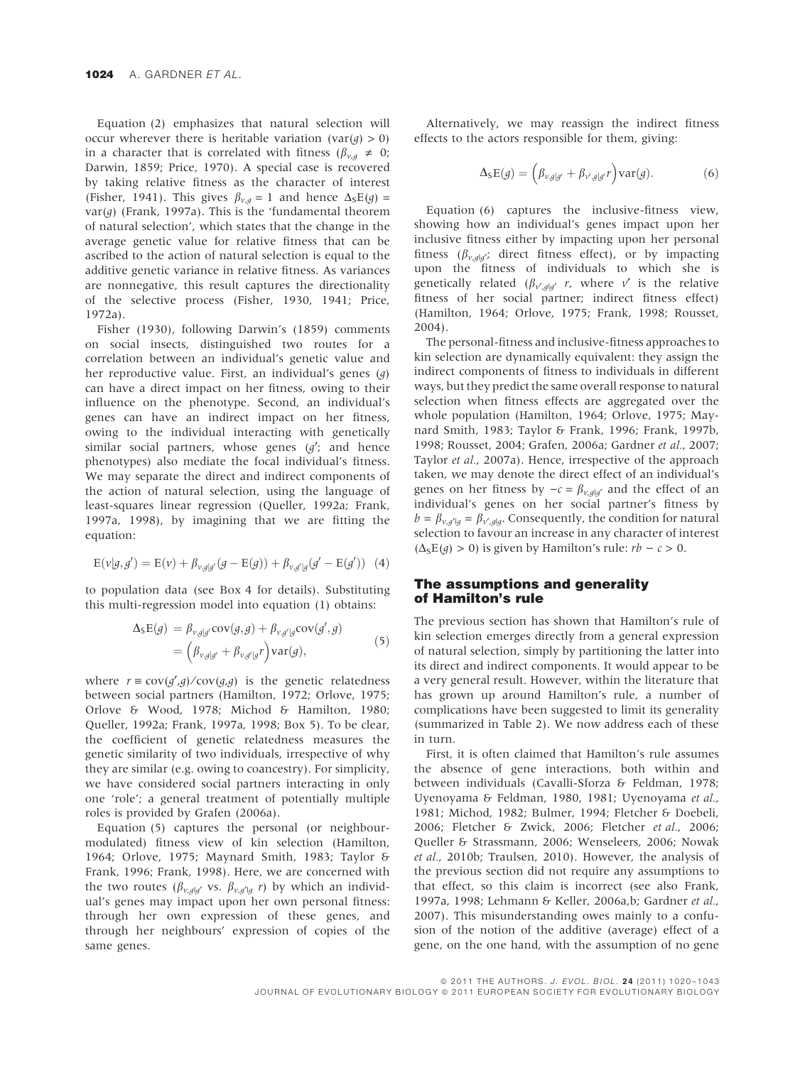Equation (2) emphasizes that natural selection will occur wherever there is heritable variation ($\text{var}(g) > 0$) in a character that is correlated with fitness ($\beta_{v,g} \neq 0$; Darwin, 1859; Price, 1970). A special case is recovered by taking relative fitness as the character of interest (Fisher, 1941). This gives $\beta_{v,g} = 1$ and hence $\Delta_S \text{E}(g) = \text{var}(g)$ (Frank, 1997a). This is the 'fundamental theorem of natural selection', which states that the change in the average genetic value for relative fitness that can be ascribed to the action of natural selection is equal to the additive genetic variance in relative fitness. As variances are nonnegative, this result captures the directionality of the selective process (Fisher, 1930, 1941; Price, 1972a).

Fisher (1930), following Darwin's (1859) comments on social insects, distinguished two routes for a correlation between an individual's genetic value and her reproductive value. First, an individual's genes ($g$) can have a direct impact on her fitness, owing to their influence on the phenotype. Second, an individual's genes can have an indirect impact on her fitness, owing to the individual interacting with genetically similar social partners, whose genes ($g'$; and hence phenotypes) also mediate the focal individual's fitness. We may separate the direct and indirect components of the action of natural selection, using the language of least-squares linear regression (Queller, 1992a; Frank, 1997a, 1998), by imagining that we are fitting the equation:

$$\text{E}(v|g, g') = \text{E}(v) + \beta_{v,g|g'}(g - \text{E}(g)) + \beta_{v,g'|g}(g' - \text{E}(g')) \quad (4)$$

to population data (see Box 4 for details). Substituting this multi-regression model into equation (1) obtains:

$$\begin{aligned} \Delta_S \text{E}(g) &= \beta_{v,g|g'}\text{cov}(g, g) + \beta_{v,g'|g}\text{cov}(g', g) \\ &= \left(\beta_{v,g|g'} + \beta_{v,g'|g} r\right)\text{var}(g), \end{aligned} \quad (5)$$

where $r \equiv \text{cov}(g',g)/\text{cov}(g,g)$ is the genetic relatedness between social partners (Hamilton, 1972; Orlove, 1975; Orlove & Wood, 1978; Michod & Hamilton, 1980; Queller, 1992a; Frank, 1997a, 1998; Box 5). To be clear, the coefficient of genetic relatedness measures the genetic similarity of two individuals, irrespective of why they are similar (e.g. owing to coancestry). For simplicity, we have considered social partners interacting in only one 'role'; a general treatment of potentially multiple roles is provided by Grafen (2006a).

Equation (5) captures the personal (or neighbour-modulated) fitness view of kin selection (Hamilton, 1964; Orlove, 1975; Maynard Smith, 1983; Taylor & Frank, 1996; Frank, 1998). Here, we are concerned with the two routes ($\beta_{v,g|g'}$ vs. $\beta_{v,g'|g}\ r$) by which an individual's genes may impact upon her own personal fitness: through her own expression of these genes, and through her neighbours' expression of copies of the same genes.

Alternatively, we may reassign the indirect fitness effects to the actors responsible for them, giving:

$$\Delta_S \text{E}(g) = \left(\beta_{v,g|g'} + \beta_{v',g|g'} r\right)\text{var}(g). \quad (6)$$

Equation (6) captures the inclusive-fitness view, showing how an individual's genes impact upon her inclusive fitness either by impacting upon her personal fitness ($\beta_{v,g|g'}$; direct fitness effect), or by impacting upon the fitness of individuals to which she is genetically related ($\beta_{v',g|g'}\ r$, where $v'$ is the relative fitness of her social partner; indirect fitness effect) (Hamilton, 1964; Orlove, 1975; Frank, 1998; Rousset, 2004).

The personal-fitness and inclusive-fitness approaches to kin selection are dynamically equivalent: they assign the indirect components of fitness to individuals in different ways, but they predict the same overall response to natural selection when fitness effects are aggregated over the whole population (Hamilton, 1964; Orlove, 1975; Maynard Smith, 1983; Taylor & Frank, 1996; Frank, 1997b, 1998; Rousset, 2004; Grafen, 2006a; Gardner *et al.*, 2007; Taylor *et al.*, 2007a). Hence, irrespective of the approach taken, we may denote the direct effect of an individual's genes on her fitness by $-c = \beta_{v,g|g'}$ and the effect of an individual's genes on her social partner's fitness by $b = \beta_{v,g'|g} = \beta_{v',g|g'}$. Consequently, the condition for natural selection to favour an increase in any character of interest ($\Delta_S \text{E}(g) > 0$) is given by Hamilton's rule: $rb - c > 0$.

## The assumptions and generality of Hamilton's rule

The previous section has shown that Hamilton's rule of kin selection emerges directly from a general expression of natural selection, simply by partitioning the latter into its direct and indirect components. It would appear to be a very general result. However, within the literature that has grown up around Hamilton's rule, a number of complications have been suggested to limit its generality (summarized in Table 2). We now address each of these in turn.

First, it is often claimed that Hamilton's rule assumes the absence of gene interactions, both within and between individuals (Cavalli-Sforza & Feldman, 1978; Uyenoyama & Feldman, 1980, 1981; Uyenoyama *et al.*, 1981; Michod, 1982; Bulmer, 1994; Fletcher & Doebeli, 2006; Fletcher & Zwick, 2006; Fletcher *et al.*, 2006; Queller & Strassmann, 2006; Wenseleers, 2006; Nowak *et al.*, 2010b; Traulsen, 2010). However, the analysis of the previous section did not require any assumptions to that effect, so this claim is incorrect (see also Frank, 1997a, 1998; Lehmann & Keller, 2006a,b; Gardner *et al.*, 2007). This misunderstanding owes mainly to a confusion of the notion of the additive (average) effect of a gene, on the one hand, with the assumption of no gene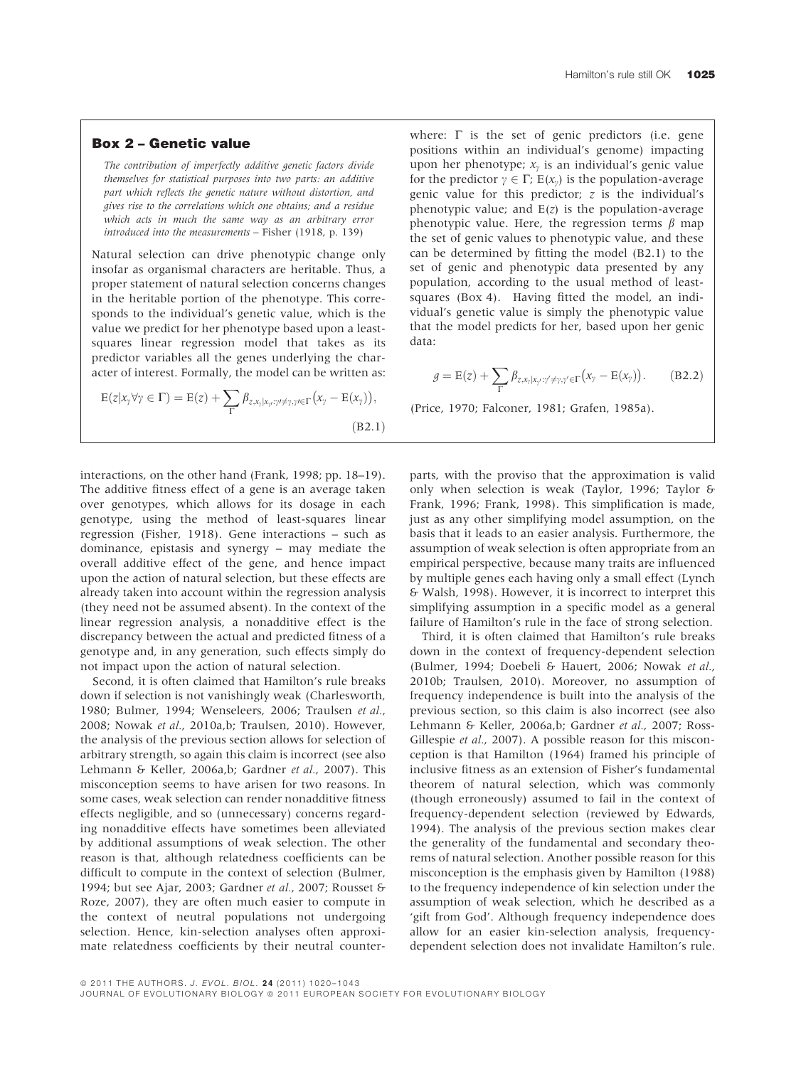## Box 2 – Genetic value

*The contribution of imperfectly additive genetic factors divide themselves for statistical purposes into two parts: an additive part which reflects the genetic nature without distortion, and gives rise to the correlations which one obtains; and a residue which acts in much the same way as an arbitrary error introduced into the measurements* – Fisher (1918, p. 139)

Natural selection can drive phenotypic change only insofar as organismal characters are heritable. Thus, a proper statement of natural selection concerns changes in the heritable portion of the phenotype. This corresponds to the individual's genetic value, which is the value we predict for her phenotype based upon a least-squares linear regression model that takes as its predictor variables all the genes underlying the character of interest. Formally, the model can be written as:

$$\mathrm{E}(z|x_\gamma \forall \gamma \in \Gamma) = \mathrm{E}(z) + \sum_\Gamma \beta_{z,x_\gamma|x_{\gamma'}:\gamma' \neq \gamma, \gamma' \in \Gamma}\left(x_\gamma - \mathrm{E}(x_\gamma)\right), \qquad \text{(B2.1)}$$

where: $\Gamma$ is the set of genic predictors (i.e. gene positions within an individual's genome) impacting upon her phenotype; $x_\gamma$ is an individual's genic value for the predictor $\gamma \in \Gamma$; $\mathrm{E}(x_\gamma)$ is the population-average genic value for this predictor; $z$ is the individual's phenotypic value; and $\mathrm{E}(z)$ is the population-average phenotypic value. Here, the regression terms $\beta$ map the set of genic values to phenotypic value, and these can be determined by fitting the model (B2.1) to the set of genic and phenotypic data presented by any population, according to the usual method of least-squares (Box 4). Having fitted the model, an individual's genetic value is simply the phenotypic value that the model predicts for her, based upon her genic data:

$$g = \mathrm{E}(z) + \sum_\Gamma \beta_{z,x_\gamma|x_{\gamma'}:\gamma' \neq \gamma, \gamma' \in \Gamma}\left(x_\gamma - \mathrm{E}(x_\gamma)\right). \qquad \text{(B2.2)}$$

(Price, 1970; Falconer, 1981; Grafen, 1985a).

---

interactions, on the other hand (Frank, 1998; pp. 18–19). The additive fitness effect of a gene is an average taken over genotypes, which allows for its dosage in each genotype, using the method of least-squares linear regression (Fisher, 1918). Gene interactions – such as dominance, epistasis and synergy – may mediate the overall additive effect of the gene, and hence impact upon the action of natural selection, but these effects are already taken into account within the regression analysis (they need not be assumed absent). In the context of the linear regression analysis, a nonadditive effect is the discrepancy between the actual and predicted fitness of a genotype and, in any generation, such effects simply do not impact upon the action of natural selection.

Second, it is often claimed that Hamilton's rule breaks down if selection is not vanishingly weak (Charlesworth, 1980; Bulmer, 1994; Wenseleers, 2006; Traulsen *et al.*, 2008; Nowak *et al.*, 2010a,b; Traulsen, 2010). However, the analysis of the previous section allows for selection of arbitrary strength, so again this claim is incorrect (see also Lehmann & Keller, 2006a,b; Gardner *et al.*, 2007). This misconception seems to have arisen for two reasons. In some cases, weak selection can render nonadditive fitness effects negligible, and so (unnecessary) concerns regarding nonadditive effects have sometimes been alleviated by additional assumptions of weak selection. The other reason is that, although relatedness coefficients can be difficult to compute in the context of selection (Bulmer, 1994; but see Ajar, 2003; Gardner *et al.*, 2007; Rousset & Roze, 2007), they are often much easier to compute in the context of neutral populations not undergoing selection. Hence, kin-selection analyses often approximate relatedness coefficients by their neutral counterparts, with the proviso that the approximation is valid only when selection is weak (Taylor, 1996; Taylor & Frank, 1996; Frank, 1998). This simplification is made, just as any other simplifying model assumption, on the basis that it leads to an easier analysis. Furthermore, the assumption of weak selection is often appropriate from an empirical perspective, because many traits are influenced by multiple genes each having only a small effect (Lynch & Walsh, 1998). However, it is incorrect to interpret this simplifying assumption in a specific model as a general failure of Hamilton's rule in the face of strong selection.

Third, it is often claimed that Hamilton's rule breaks down in the context of frequency-dependent selection (Bulmer, 1994; Doebeli & Hauert, 2006; Nowak *et al.*, 2010b; Traulsen, 2010). Moreover, no assumption of frequency independence is built into the analysis of the previous section, so this claim is also incorrect (see also Lehmann & Keller, 2006a,b; Gardner *et al.*, 2007; Ross-Gillespie *et al.*, 2007). A possible reason for this misconception is that Hamilton (1964) framed his principle of inclusive fitness as an extension of Fisher's fundamental theorem of natural selection, which was commonly (though erroneously) assumed to fail in the context of frequency-dependent selection (reviewed by Edwards, 1994). The analysis of the previous section makes clear the generality of the fundamental and secondary theorems of natural selection. Another possible reason for this misconception is the emphasis given by Hamilton (1988) to the frequency independence of kin selection under the assumption of weak selection, which he described as a 'gift from God'. Although frequency independence does allow for an easier kin-selection analysis, frequency-dependent selection does not invalidate Hamilton's rule.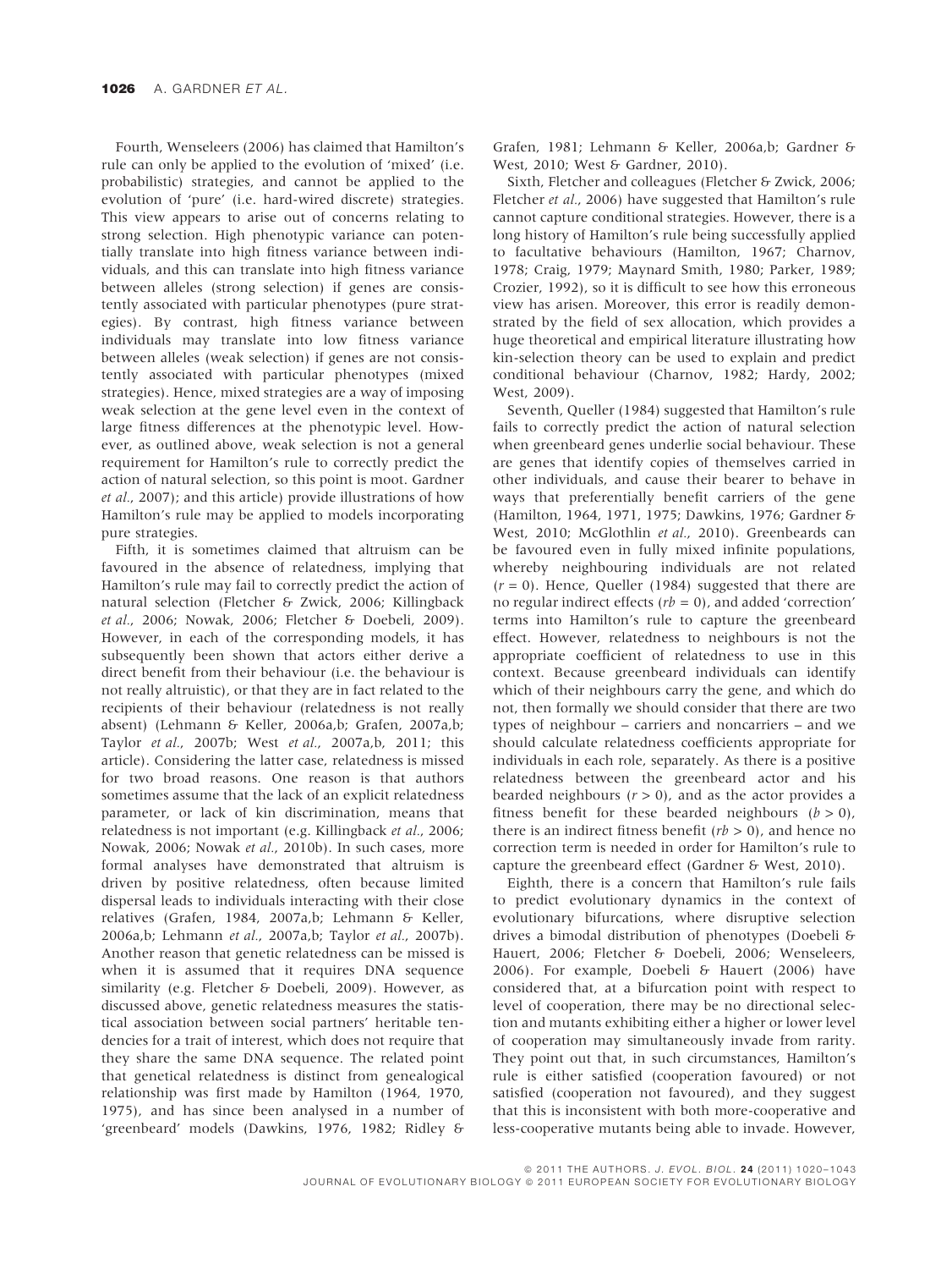Fourth, Wenseleers (2006) has claimed that Hamilton's rule can only be applied to the evolution of 'mixed' (i.e. probabilistic) strategies, and cannot be applied to the evolution of 'pure' (i.e. hard-wired discrete) strategies. This view appears to arise out of concerns relating to strong selection. High phenotypic variance can potentially translate into high fitness variance between individuals, and this can translate into high fitness variance between alleles (strong selection) if genes are consistently associated with particular phenotypes (pure strategies). By contrast, high fitness variance between individuals may translate into low fitness variance between alleles (weak selection) if genes are not consistently associated with particular phenotypes (mixed strategies). Hence, mixed strategies are a way of imposing weak selection at the gene level even in the context of large fitness differences at the phenotypic level. However, as outlined above, weak selection is not a general requirement for Hamilton's rule to correctly predict the action of natural selection, so this point is moot. Gardner *et al.*, 2007); and this article) provide illustrations of how Hamilton's rule may be applied to models incorporating pure strategies.

Fifth, it is sometimes claimed that altruism can be favoured in the absence of relatedness, implying that Hamilton's rule may fail to correctly predict the action of natural selection (Fletcher & Zwick, 2006; Killingback *et al.*, 2006; Nowak, 2006; Fletcher & Doebeli, 2009). However, in each of the corresponding models, it has subsequently been shown that actors either derive a direct benefit from their behaviour (i.e. the behaviour is not really altruistic), or that they are in fact related to the recipients of their behaviour (relatedness is not really absent) (Lehmann & Keller, 2006a,b; Grafen, 2007a,b; Taylor *et al.*, 2007b; West *et al.*, 2007a,b, 2011; this article). Considering the latter case, relatedness is missed for two broad reasons. One reason is that authors sometimes assume that the lack of an explicit relatedness parameter, or lack of kin discrimination, means that relatedness is not important (e.g. Killingback *et al.*, 2006; Nowak, 2006; Nowak *et al.*, 2010b). In such cases, more formal analyses have demonstrated that altruism is driven by positive relatedness, often because limited dispersal leads to individuals interacting with their close relatives (Grafen, 1984, 2007a,b; Lehmann & Keller, 2006a,b; Lehmann *et al.*, 2007a,b; Taylor *et al.*, 2007b). Another reason that genetic relatedness can be missed is when it is assumed that it requires DNA sequence similarity (e.g. Fletcher & Doebeli, 2009). However, as discussed above, genetic relatedness measures the statistical association between social partners' heritable tendencies for a trait of interest, which does not require that they share the same DNA sequence. The related point that genetical relatedness is distinct from genealogical relationship was first made by Hamilton (1964, 1970, 1975), and has since been analysed in a number of 'greenbeard' models (Dawkins, 1976, 1982; Ridley & Grafen, 1981; Lehmann & Keller, 2006a,b; Gardner & West, 2010; West & Gardner, 2010).

Sixth, Fletcher and colleagues (Fletcher & Zwick, 2006; Fletcher *et al.*, 2006) have suggested that Hamilton's rule cannot capture conditional strategies. However, there is a long history of Hamilton's rule being successfully applied to facultative behaviours (Hamilton, 1967; Charnov, 1978; Craig, 1979; Maynard Smith, 1980; Parker, 1989; Crozier, 1992), so it is difficult to see how this erroneous view has arisen. Moreover, this error is readily demonstrated by the field of sex allocation, which provides a huge theoretical and empirical literature illustrating how kin-selection theory can be used to explain and predict conditional behaviour (Charnov, 1982; Hardy, 2002; West, 2009).

Seventh, Queller (1984) suggested that Hamilton's rule fails to correctly predict the action of natural selection when greenbeard genes underlie social behaviour. These are genes that identify copies of themselves carried in other individuals, and cause their bearer to behave in ways that preferentially benefit carriers of the gene (Hamilton, 1964, 1971, 1975; Dawkins, 1976; Gardner & West, 2010; McGlothlin *et al.*, 2010). Greenbeards can be favoured even in fully mixed infinite populations, whereby neighbouring individuals are not related ($r = 0$). Hence, Queller (1984) suggested that there are no regular indirect effects ($rb = 0$), and added 'correction' terms into Hamilton's rule to capture the greenbeard effect. However, relatedness to neighbours is not the appropriate coefficient of relatedness to use in this context. Because greenbeard individuals can identify which of their neighbours carry the gene, and which do not, then formally we should consider that there are two types of neighbour – carriers and noncarriers – and we should calculate relatedness coefficients appropriate for individuals in each role, separately. As there is a positive relatedness between the greenbeard actor and his bearded neighbours ($r > 0$), and as the actor provides a fitness benefit for these bearded neighbours ($b > 0$), there is an indirect fitness benefit ($rb > 0$), and hence no correction term is needed in order for Hamilton's rule to capture the greenbeard effect (Gardner & West, 2010).

Eighth, there is a concern that Hamilton's rule fails to predict evolutionary dynamics in the context of evolutionary bifurcations, where disruptive selection drives a bimodal distribution of phenotypes (Doebeli & Hauert, 2006; Fletcher & Doebeli, 2006; Wenseleers, 2006). For example, Doebeli & Hauert (2006) have considered that, at a bifurcation point with respect to level of cooperation, there may be no directional selection and mutants exhibiting either a higher or lower level of cooperation may simultaneously invade from rarity. They point out that, in such circumstances, Hamilton's rule is either satisfied (cooperation favoured) or not satisfied (cooperation not favoured), and they suggest that this is inconsistent with both more-cooperative and less-cooperative mutants being able to invade. However,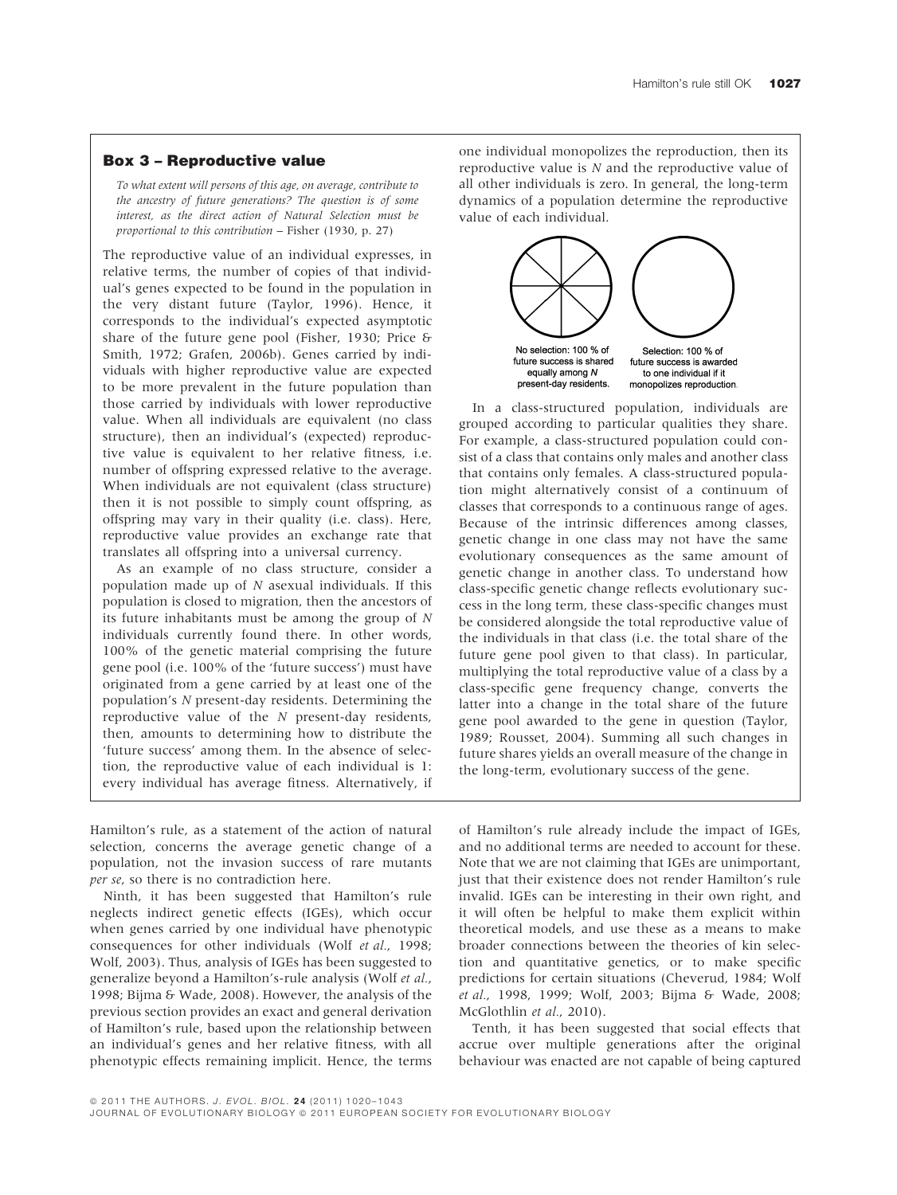## Box 3 – Reproductive value

*To what extent will persons of this age, on average, contribute to the ancestry of future generations? The question is of some interest, as the direct action of Natural Selection must be proportional to this contribution* – Fisher (1930, p. 27)

The reproductive value of an individual expresses, in relative terms, the number of copies of that individual's genes expected to be found in the population in the very distant future (Taylor, 1996). Hence, it corresponds to the individual's expected asymptotic share of the future gene pool (Fisher, 1930; Price & Smith, 1972; Grafen, 2006b). Genes carried by individuals with higher reproductive value are expected to be more prevalent in the future population than those carried by individuals with lower reproductive value. When all individuals are equivalent (no class structure), then an individual's (expected) reproductive value is equivalent to her relative fitness, i.e. number of offspring expressed relative to the average. When individuals are not equivalent (class structure) then it is not possible to simply count offspring, as offspring may vary in their quality (i.e. class). Here, reproductive value provides an exchange rate that translates all offspring into a universal currency.

As an example of no class structure, consider a population made up of $N$ asexual individuals. If this population is closed to migration, then the ancestors of its future inhabitants must be among the group of $N$ individuals currently found there. In other words, 100% of the genetic material comprising the future gene pool (i.e. 100% of the 'future success') must have originated from a gene carried by at least one of the population's $N$ present-day residents. Determining the reproductive value of the $N$ present-day residents, then, amounts to determining how to distribute the 'future success' among them. In the absence of selection, the reproductive value of each individual is 1: every individual has average fitness. Alternatively, if one individual monopolizes the reproduction, then its reproductive value is $N$ and the reproductive value of all other individuals is zero. In general, the long-term dynamics of a population determine the reproductive value of each individual.

No selection: 100 % of future success is shared equally among $N$ present-day residents.

Selection: 100 % of future success is awarded to one individual if it monopolizes reproduction.

In a class-structured population, individuals are grouped according to particular qualities they share. For example, a class-structured population could consist of a class that contains only males and another class that contains only females. A class-structured population might alternatively consist of a continuum of classes that corresponds to a continuous range of ages. Because of the intrinsic differences among classes, genetic change in one class may not have the same evolutionary consequences as the same amount of genetic change in another class. To understand how class-specific genetic change reflects evolutionary success in the long term, these class-specific changes must be considered alongside the total reproductive value of the individuals in that class (i.e. the total share of the future gene pool given to that class). In particular, multiplying the total reproductive value of a class by a class-specific gene frequency change, converts the latter into a change in the total share of the future gene pool awarded to the gene in question (Taylor, 1989; Rousset, 2004). Summing all such changes in future shares yields an overall measure of the change in the long-term, evolutionary success of the gene.

---

Hamilton's rule, as a statement of the action of natural selection, concerns the average genetic change of a population, not the invasion success of rare mutants *per se*, so there is no contradiction here.

Ninth, it has been suggested that Hamilton's rule neglects indirect genetic effects (IGEs), which occur when genes carried by one individual have phenotypic consequences for other individuals (Wolf *et al.*, 1998; Wolf, 2003). Thus, analysis of IGEs has been suggested to generalize beyond a Hamilton's-rule analysis (Wolf *et al.*, 1998; Bijma & Wade, 2008). However, the analysis of the previous section provides an exact and general derivation of Hamilton's rule, based upon the relationship between an individual's genes and her relative fitness, with all phenotypic effects remaining implicit. Hence, the terms of Hamilton's rule already include the impact of IGEs, and no additional terms are needed to account for these. Note that we are not claiming that IGEs are unimportant, just that their existence does not render Hamilton's rule invalid. IGEs can be interesting in their own right, and it will often be helpful to make them explicit within theoretical models, and use these as a means to make broader connections between the theories of kin selection and quantitative genetics, or to make specific predictions for certain situations (Cheverud, 1984; Wolf *et al.*, 1998, 1999; Wolf, 2003; Bijma & Wade, 2008; McGlothlin *et al.*, 2010).

Tenth, it has been suggested that social effects that accrue over multiple generations after the original behaviour was enacted are not capable of being captured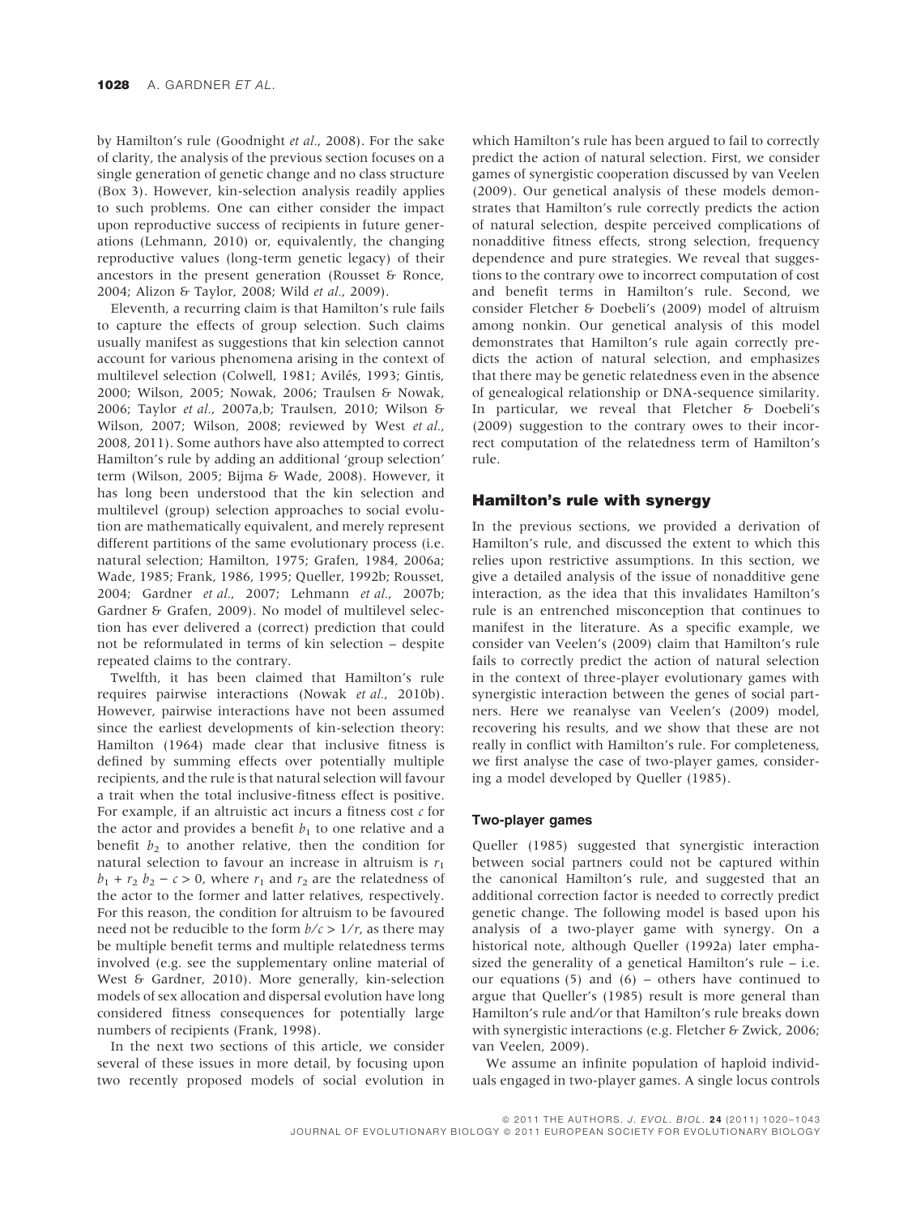by Hamilton's rule (Goodnight *et al.*, 2008). For the sake of clarity, the analysis of the previous section focuses on a single generation of genetic change and no class structure (Box 3). However, kin-selection analysis readily applies to such problems. One can either consider the impact upon reproductive success of recipients in future generations (Lehmann, 2010) or, equivalently, the changing reproductive values (long-term genetic legacy) of their ancestors in the present generation (Rousset & Ronce, 2004; Alizon & Taylor, 2008; Wild *et al.*, 2009).

Eleventh, a recurring claim is that Hamilton's rule fails to capture the effects of group selection. Such claims usually manifest as suggestions that kin selection cannot account for various phenomena arising in the context of multilevel selection (Colwell, 1981; Avilés, 1993; Gintis, 2000; Wilson, 2005; Nowak, 2006; Traulsen & Nowak, 2006; Taylor *et al.*, 2007a,b; Traulsen, 2010; Wilson & Wilson, 2007; Wilson, 2008; reviewed by West *et al.*, 2008, 2011). Some authors have also attempted to correct Hamilton's rule by adding an additional 'group selection' term (Wilson, 2005; Bijma & Wade, 2008). However, it has long been understood that the kin selection and multilevel (group) selection approaches to social evolution are mathematically equivalent, and merely represent different partitions of the same evolutionary process (i.e. natural selection; Hamilton, 1975; Grafen, 1984, 2006a; Wade, 1985; Frank, 1986, 1995; Queller, 1992b; Rousset, 2004; Gardner *et al.*, 2007; Lehmann *et al.*, 2007b; Gardner & Grafen, 2009). No model of multilevel selection has ever delivered a (correct) prediction that could not be reformulated in terms of kin selection – despite repeated claims to the contrary.

Twelfth, it has been claimed that Hamilton's rule requires pairwise interactions (Nowak *et al.*, 2010b). However, pairwise interactions have not been assumed since the earliest developments of kin-selection theory: Hamilton (1964) made clear that inclusive fitness is defined by summing effects over potentially multiple recipients, and the rule is that natural selection will favour a trait when the total inclusive-fitness effect is positive. For example, if an altruistic act incurs a fitness cost $c$ for the actor and provides a benefit $b_1$ to one relative and a benefit $b_2$ to another relative, then the condition for natural selection to favour an increase in altruism is $r_1 b_1 + r_2 b_2 - c > 0$, where $r_1$ and $r_2$ are the relatedness of the actor to the former and latter relatives, respectively. For this reason, the condition for altruism to be favoured need not be reducible to the form $b/c > 1/r$, as there may be multiple benefit terms and multiple relatedness terms involved (e.g. see the supplementary online material of West & Gardner, 2010). More generally, kin-selection models of sex allocation and dispersal evolution have long considered fitness consequences for potentially large numbers of recipients (Frank, 1998).

In the next two sections of this article, we consider several of these issues in more detail, by focusing upon two recently proposed models of social evolution in which Hamilton's rule has been argued to fail to correctly predict the action of natural selection. First, we consider games of synergistic cooperation discussed by van Veelen (2009). Our genetical analysis of these models demonstrates that Hamilton's rule correctly predicts the action of natural selection, despite perceived complications of nonadditive fitness effects, strong selection, frequency dependence and pure strategies. We reveal that suggestions to the contrary owe to incorrect computation of cost and benefit terms in Hamilton's rule. Second, we consider Fletcher & Doebeli's (2009) model of altruism among nonkin. Our genetical analysis of this model demonstrates that Hamilton's rule again correctly predicts the action of natural selection, and emphasizes that there may be genetic relatedness even in the absence of genealogical relationship or DNA-sequence similarity. In particular, we reveal that Fletcher & Doebeli's (2009) suggestion to the contrary owes to their incorrect computation of the relatedness term of Hamilton's rule.

## Hamilton's rule with synergy

In the previous sections, we provided a derivation of Hamilton's rule, and discussed the extent to which this relies upon restrictive assumptions. In this section, we give a detailed analysis of the issue of nonadditive gene interaction, as the idea that this invalidates Hamilton's rule is an entrenched misconception that continues to manifest in the literature. As a specific example, we consider van Veelen's (2009) claim that Hamilton's rule fails to correctly predict the action of natural selection in the context of three-player evolutionary games with synergistic interaction between the genes of social partners. Here we reanalyse van Veelen's (2009) model, recovering his results, and we show that these are not really in conflict with Hamilton's rule. For completeness, we first analyse the case of two-player games, considering a model developed by Queller (1985).

### Two-player games

Queller (1985) suggested that synergistic interaction between social partners could not be captured within the canonical Hamilton's rule, and suggested that an additional correction factor is needed to correctly predict genetic change. The following model is based upon his analysis of a two-player game with synergy. On a historical note, although Queller (1992a) later emphasized the generality of a genetical Hamilton's rule – i.e. our equations (5) and (6) – others have continued to argue that Queller's (1985) result is more general than Hamilton's rule and/or that Hamilton's rule breaks down with synergistic interactions (e.g. Fletcher & Zwick, 2006; van Veelen, 2009).

We assume an infinite population of haploid individuals engaged in two-player games. A single locus controls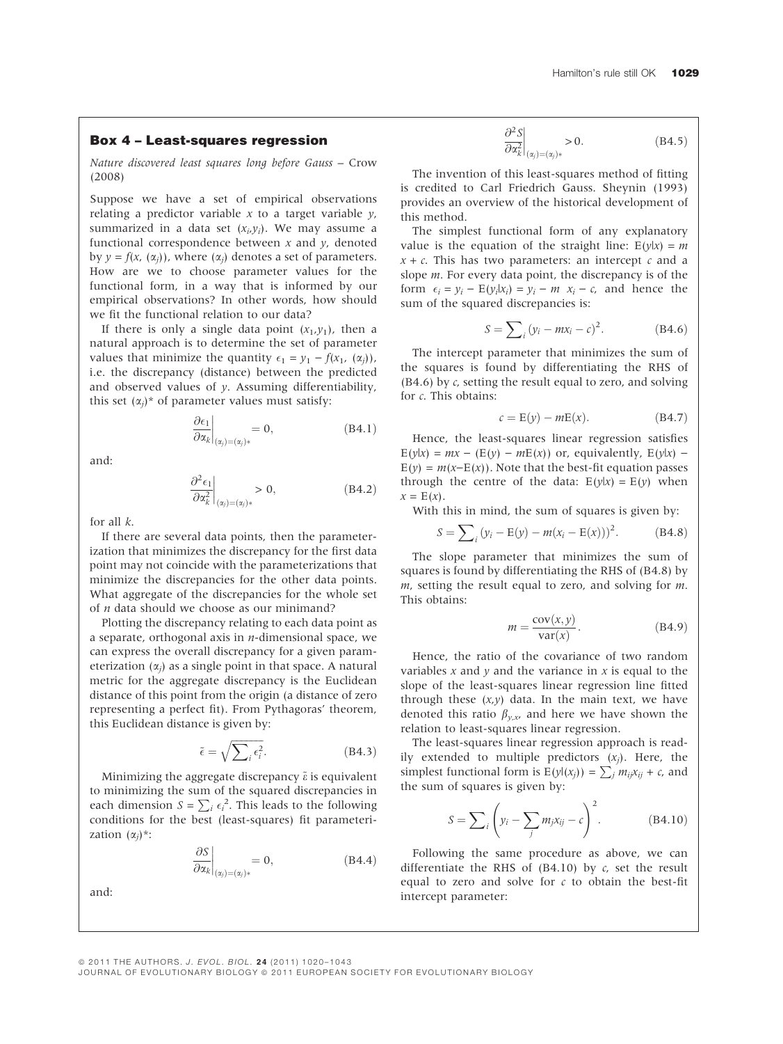## Box 4 – Least-squares regression

*Nature discovered least squares long before Gauss* – Crow (2008)

Suppose we have a set of empirical observations relating a predictor variable $x$ to a target variable $y$, summarized in a data set $(x_i, y_i)$. We may assume a functional correspondence between $x$ and $y$, denoted by $y = f(x, (\alpha_j))$, where $(\alpha_j)$ denotes a set of parameters. How are we to choose parameter values for the functional form, in a way that is informed by our empirical observations? In other words, how should we fit the functional relation to our data?

If there is only a single data point $(x_1, y_1)$, then a natural approach is to determine the set of parameter values that minimize the quantity $\epsilon_1 = y_1 - f(x_1, (\alpha_j))$, i.e. the discrepancy (distance) between the predicted and observed values of $y$. Assuming differentiability, this set $(\alpha_j)^*$ of parameter values must satisfy:

$$\left.\frac{\partial \epsilon_1}{\partial \alpha_k}\right|_{(\alpha_j)=(\alpha_j)*} = 0, \tag{B4.1}$$

and:

$$\left.\frac{\partial^2 \epsilon_1}{\partial \alpha_k^2}\right|_{(\alpha_j)=(\alpha_j)*} > 0, \tag{B4.2}$$

for all $k$.

If there are several data points, then the parameterization that minimizes the discrepancy for the first data point may not coincide with the parameterizations that minimize the discrepancies for the other data points. What aggregate of the discrepancies for the whole set of $n$ data should we choose as our minimand?

Plotting the discrepancy relating to each data point as a separate, orthogonal axis in $n$-dimensional space, we can express the overall discrepancy for a given parameterization $(\alpha_j)$ as a single point in that space. A natural metric for the aggregate discrepancy is the Euclidean distance of this point from the origin (a distance of zero representing a perfect fit). From Pythagoras' theorem, this Euclidean distance is given by:

$$\bar{\epsilon} = \sqrt{\sum\nolimits_i \epsilon_i^2}. \tag{B4.3}$$

Minimizing the aggregate discrepancy $\bar{\epsilon}$ is equivalent to minimizing the sum of the squared discrepancies in each dimension $S = \sum_i \epsilon_i^2$. This leads to the following conditions for the best (least-squares) fit parameterization $(\alpha_j)^*$:

$$\left.\frac{\partial S}{\partial \alpha_k}\right|_{(\alpha_j)=(\alpha_j)*} = 0, \tag{B4.4}$$

and:

$$\left.\frac{\partial^2 S}{\partial \alpha_k^2}\right|_{(\alpha_j)=(\alpha_j)*} > 0. \tag{B4.5}$$

The invention of this least-squares method of fitting is credited to Carl Friedrich Gauss. Sheynin (1993) provides an overview of the historical development of this method.

The simplest functional form of any explanatory value is the equation of the straight line: $\mathrm{E}(y|x) = m\ x + c$. This has two parameters: an intercept $c$ and a slope $m$. For every data point, the discrepancy is of the form $\epsilon_i = y_i - \mathrm{E}(y_i|x_i) = y_i - m\ x_i - c$, and hence the sum of the squared discrepancies is:

$$S = \sum\nolimits_i (y_i - mx_i - c)^2. \tag{B4.6}$$

The intercept parameter that minimizes the sum of the squares is found by differentiating the RHS of (B4.6) by $c$, setting the result equal to zero, and solving for $c$. This obtains:

$$c = \mathrm{E}(y) - m\mathrm{E}(x). \tag{B4.7}$$

Hence, the least-squares linear regression satisfies $\mathrm{E}(y|x) = mx - (\mathrm{E}(y) - m\mathrm{E}(x))$ or, equivalently, $\mathrm{E}(y|x) - \mathrm{E}(y) = m(x - \mathrm{E}(x))$. Note that the best-fit equation passes through the centre of the data: $\mathrm{E}(y|x) = \mathrm{E}(y)$ when $x = \mathrm{E}(x)$.

With this in mind, the sum of squares is given by:

$$S = \sum\nolimits_i (y_i - \mathrm{E}(y) - m(x_i - \mathrm{E}(x)))^2. \tag{B4.8}$$

The slope parameter that minimizes the sum of squares is found by differentiating the RHS of (B4.8) by $m$, setting the result equal to zero, and solving for $m$. This obtains:

$$m = \frac{\mathrm{cov}(x, y)}{\mathrm{var}(x)}. \tag{B4.9}$$

Hence, the ratio of the covariance of two random variables $x$ and $y$ and the variance in $x$ is equal to the slope of the least-squares linear regression line fitted through these $(x,y)$ data. In the main text, we have denoted this ratio $\beta_{y,x}$, and here we have shown the relation to least-squares linear regression.

The least-squares linear regression approach is readily extended to multiple predictors $(x_j)$. Here, the simplest functional form is $\mathrm{E}(y|(x_j)) = \sum_j m_{ij}x_{ij} + c$, and the sum of squares is given by:

$$S = \sum\nolimits_i \left(y_i - \sum_j m_j x_{ij} - c\right)^2. \tag{B4.10}$$

Following the same procedure as above, we can differentiate the RHS of (B4.10) by $c$, set the result equal to zero and solve for $c$ to obtain the best-fit intercept parameter: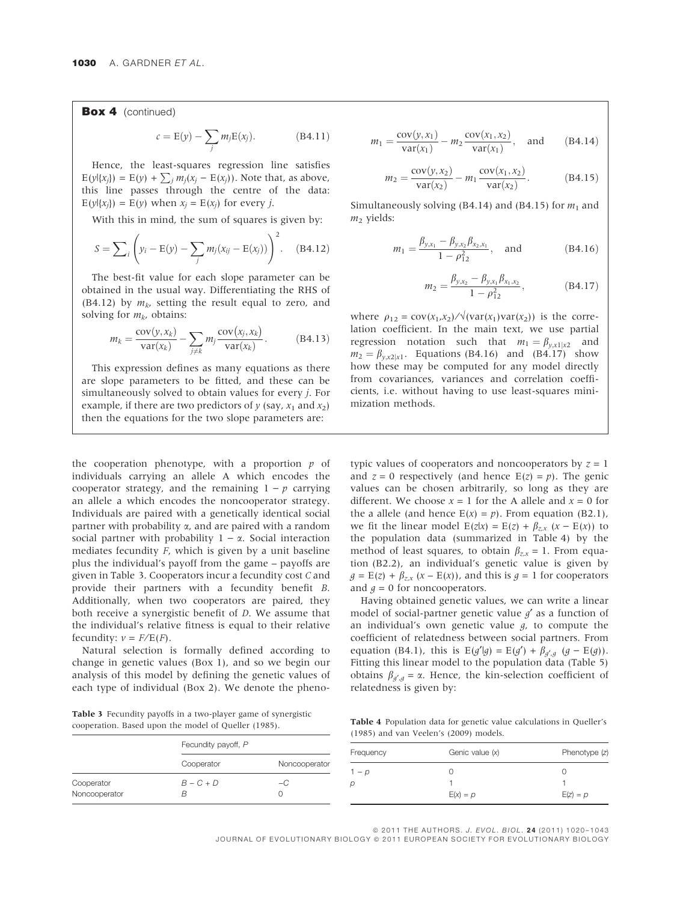**Box 4** (continued)

$$c = \mathrm{E}(y) - \sum_j m_j \mathrm{E}(x_j). \qquad \text{(B4.11)}$$

Hence, the least-squares regression line satisfies $\mathrm{E}(y|\{x_j\}) = \mathrm{E}(y) + \sum_j m_j(x_j - \mathrm{E}(x_j))$. Note that, as above, this line passes through the centre of the data: $\mathrm{E}(y|\{x_j\}) = \mathrm{E}(y)$ when $x_j = \mathrm{E}(x_j)$ for every $j$.

With this in mind, the sum of squares is given by:

$$S = \sum_i \left( y_i - \mathrm{E}(y) - \sum_j m_j(x_{ij} - \mathrm{E}(x_j)) \right)^2. \qquad \text{(B4.12)}$$

The best-fit value for each slope parameter can be obtained in the usual way. Differentiating the RHS of (B4.12) by $m_k$, setting the result equal to zero, and solving for $m_k$, obtains:

$$m_k = \frac{\mathrm{cov}(y, x_k)}{\mathrm{var}(x_k)} - \sum_{j \neq k} m_j \frac{\mathrm{cov}(x_j, x_k)}{\mathrm{var}(x_k)}. \qquad \text{(B4.13)}$$

This expression defines as many equations as there are slope parameters to be fitted, and these can be simultaneously solved to obtain values for every $j$. For example, if there are two predictors of $y$ (say, $x_1$ and $x_2$) then the equations for the two slope parameters are:

$$m_1 = \frac{\mathrm{cov}(y, x_1)}{\mathrm{var}(x_1)} - m_2 \frac{\mathrm{cov}(x_1, x_2)}{\mathrm{var}(x_1)}, \quad \text{and} \qquad \text{(B4.14)}$$

$$m_2 = \frac{\mathrm{cov}(y, x_2)}{\mathrm{var}(x_2)} - m_1 \frac{\mathrm{cov}(x_1, x_2)}{\mathrm{var}(x_2)}. \qquad \text{(B4.15)}$$

Simultaneously solving (B4.14) and (B4.15) for $m_1$ and $m_2$ yields:

$$m_1 = \frac{\beta_{y,x_1} - \beta_{y,x_2}\beta_{x_2,x_1}}{1 - \rho_{12}^2}, \quad \text{and} \qquad \text{(B4.16)}$$

$$m_2 = \frac{\beta_{y,x_2} - \beta_{y,x_1}\beta_{x_1,x_2}}{1 - \rho_{12}^2}, \qquad \text{(B4.17)}$$

where $\rho_{12} = \mathrm{cov}(x_1,x_2)/\sqrt{(\mathrm{var}(x_1)\mathrm{var}(x_2))}$ is the correlation coefficient. In the main text, we use partial regression notation such that $m_1 = \beta_{y,x1|x2}$ and $m_2 = \beta_{y,x2|x1}$. Equations (B4.16) and (B4.17) show how these may be computed for any model directly from covariances, variances and correlation coefficients, i.e. without having to use least-squares minimization methods.

---

the cooperation phenotype, with a proportion $p$ of individuals carrying an allele A which encodes the cooperator strategy, and the remaining $1 - p$ carrying an allele a which encodes the noncooperator strategy. Individuals are paired with a genetically identical social partner with probability $\alpha$, and are paired with a random social partner with probability $1 - \alpha$. Social interaction mediates fecundity $F$, which is given by a unit baseline plus the individual's payoff from the game – payoffs are given in Table 3. Cooperators incur a fecundity cost $C$ and provide their partners with a fecundity benefit $B$. Additionally, when two cooperators are paired, they both receive a synergistic benefit of $D$. We assume that the individual's relative fitness is equal to their relative fecundity: $v = F/\mathrm{E}(F)$.

Natural selection is formally defined according to change in genetic values (Box 1), and so we begin our analysis of this model by defining the genetic values of each type of individual (Box 2). We denote the phenotypic values of cooperators and noncooperators by $z = 1$ and $z = 0$ respectively (and hence $\mathrm{E}(z) = p$). The genic values can be chosen arbitrarily, so long as they are different. We choose $x = 1$ for the A allele and $x = 0$ for the a allele (and hence $\mathrm{E}(x) = p$). From equation (B2.1), we fit the linear model $\mathrm{E}(z|x) = \mathrm{E}(z) + \beta_{z,x}\,(x - \mathrm{E}(x))$ to the population data (summarized in Table 4) by the method of least squares, to obtain $\beta_{z,x} = 1$. From equation (B2.2), an individual's genetic value is given by $g = \mathrm{E}(z) + \beta_{z,x}\,(x - \mathrm{E}(x))$, and this is $g = 1$ for cooperators and $g = 0$ for noncooperators.

Having obtained genetic values, we can write a linear model of social-partner genetic value $g'$ as a function of an individual's own genetic value $g$, to compute the coefficient of relatedness between social partners. From equation (B4.1), this is $\mathrm{E}(g'|g) = \mathrm{E}(g') + \beta_{g',g}\,\,(g - \mathrm{E}(g))$. Fitting this linear model to the population data (Table 5) obtains $\beta_{g',g} = \alpha$. Hence, the kin-selection coefficient of relatedness is given by:

**Table 3** Fecundity payoffs in a two-player game of synergistic cooperation. Based upon the model of Queller (1985).

| | Fecundity payoff, $P$ | |
|---|---|---|
| | Cooperator | Noncooperator |
| Cooperator | $B - C + D$ | $-C$ |
| Noncooperator | $B$ | 0 |

**Table 4** Population data for genetic value calculations in Queller's (1985) and van Veelen's (2009) models.

| Frequency | Genic value ($x$) | Phenotype ($z$) |
|---|---|---|
| $1 - p$ | 0 | 0 |
| $p$ | 1 | 1 |
| | $\mathrm{E}(x) = p$ | $\mathrm{E}(z) = p$ |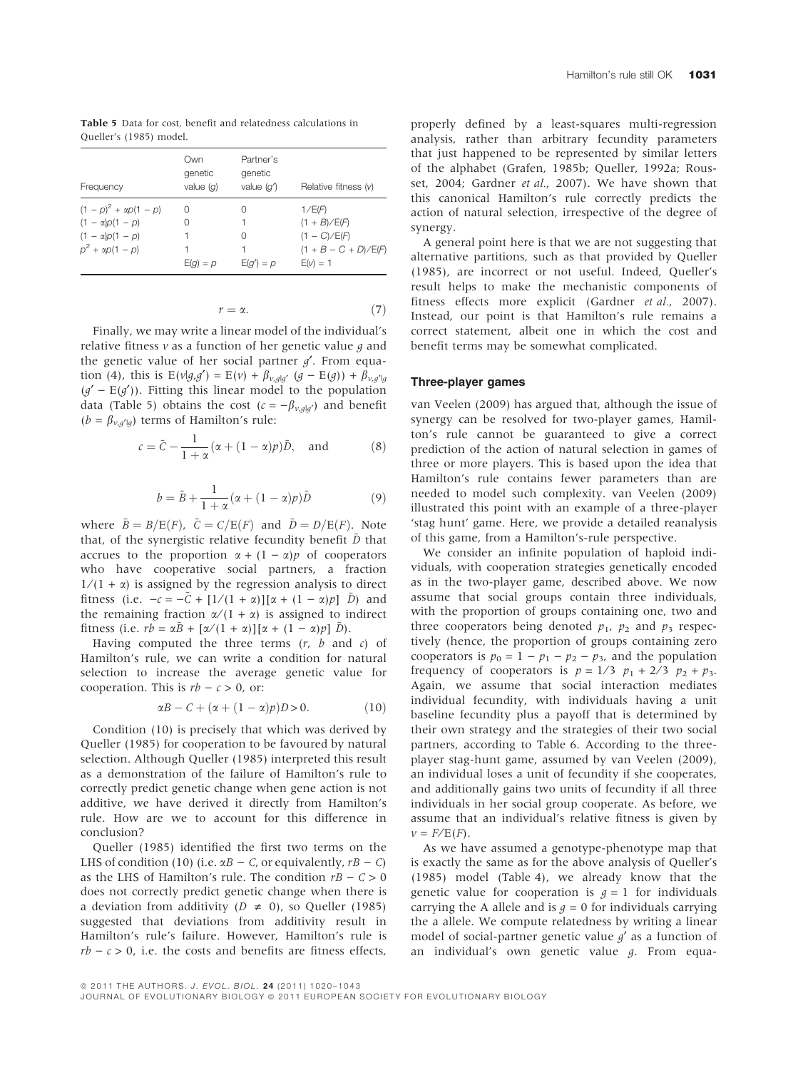**Table 5** Data for cost, benefit and relatedness calculations in Queller's (1985) model.

| Frequency | Own genetic value ($g$) | Partner's genetic value ($g'$) | Relative fitness ($v$) |
|---|---|---|---|
| $(1-p)^2 + \alpha p(1-p)$ | 0 | 0 | $1/E(F)$ |
| $(1-\alpha)p(1-p)$ | 0 | 1 | $(1+B)/E(F)$ |
| $(1-\alpha)p(1-p)$ | 1 | 0 | $(1-C)/E(F)$ |
| $p^2 + \alpha p(1-p)$ | 1 | 1 | $(1+B-C+D)/E(F)$ |
| | $E(g) = p$ | $E(g') = p$ | $E(v) = 1$ |

$$r = \alpha. \tag{7}$$

Finally, we may write a linear model of the individual's relative fitness $v$ as a function of her genetic value $g$ and the genetic value of her social partner $g'$. From equation (4), this is $E(v|g,g') = E(v) + \beta_{v,g|g'}(g - E(g)) + \beta_{v,g'|g}(g' - E(g'))$. Fitting this linear model to the population data (Table 5) obtains the cost ($c = -\beta_{v,g|g'}$) and benefit ($b = \beta_{v,g'|g}$) terms of Hamilton's rule:

$$c = \tilde{C} - \frac{1}{1+\alpha}(\alpha + (1-\alpha)p)\tilde{D}, \quad \text{and} \tag{8}$$

$$b = \tilde{B} + \frac{1}{1+\alpha}(\alpha + (1-\alpha)p)\tilde{D} \tag{9}$$

where $\tilde{B} = B/E(F)$, $\tilde{C} = C/E(F)$ and $\tilde{D} = D/E(F)$. Note that, of the synergistic relative fecundity benefit $\tilde{D}$ that accrues to the proportion $\alpha + (1-\alpha)p$ of cooperators who have cooperative social partners, a fraction $1/(1+\alpha)$ is assigned by the regression analysis to direct fitness (i.e. $-c = -\tilde{C} + [1/(1+\alpha)][\alpha + (1-\alpha)p]\ \tilde{D}$) and the remaining fraction $\alpha/(1+\alpha)$ is assigned to indirect fitness (i.e. $rb = \alpha\tilde{B} + [\alpha/(1+\alpha)][\alpha + (1-\alpha)p]\ \tilde{D}$).

Having computed the three terms ($r$, $b$ and $c$) of Hamilton's rule, we can write a condition for natural selection to increase the average genetic value for cooperation. This is $rb - c > 0$, or:

$$\alpha B - C + (\alpha + (1-\alpha)p)D > 0. \tag{10}$$

Condition (10) is precisely that which was derived by Queller (1985) for cooperation to be favoured by natural selection. Although Queller (1985) interpreted this result as a demonstration of the failure of Hamilton's rule to correctly predict genetic change when gene action is not additive, we have derived it directly from Hamilton's rule. How are we to account for this difference in conclusion?

Queller (1985) identified the first two terms on the LHS of condition (10) (i.e. $\alpha B - C$, or equivalently, $rB - C$) as the LHS of Hamilton's rule. The condition $rB - C > 0$ does not correctly predict genetic change when there is a deviation from additivity ($D \neq 0$), so Queller (1985) suggested that deviations from additivity result in Hamilton's rule's failure. However, Hamilton's rule is $rb - c > 0$, i.e. the costs and benefits are fitness effects, properly defined by a least-squares multi-regression analysis, rather than arbitrary fecundity parameters that just happened to be represented by similar letters of the alphabet (Grafen, 1985b; Queller, 1992a; Rousset, 2004; Gardner *et al.*, 2007). We have shown that this canonical Hamilton's rule correctly predicts the action of natural selection, irrespective of the degree of synergy.

A general point here is that we are not suggesting that alternative partitions, such as that provided by Queller (1985), are incorrect or not useful. Indeed, Queller's result helps to make the mechanistic components of fitness effects more explicit (Gardner *et al.*, 2007). Instead, our point is that Hamilton's rule remains a correct statement, albeit one in which the cost and benefit terms may be somewhat complicated.

### Three-player games

van Veelen (2009) has argued that, although the issue of synergy can be resolved for two-player games, Hamilton's rule cannot be guaranteed to give a correct prediction of the action of natural selection in games of three or more players. This is based upon the idea that Hamilton's rule contains fewer parameters than are needed to model such complexity. van Veelen (2009) illustrated this point with an example of a three-player 'stag hunt' game. Here, we provide a detailed reanalysis of this game, from a Hamilton's-rule perspective.

We consider an infinite population of haploid individuals, with cooperation strategies genetically encoded as in the two-player game, described above. We now assume that social groups contain three individuals, with the proportion of groups containing one, two and three cooperators being denoted $p_1$, $p_2$ and $p_3$ respectively (hence, the proportion of groups containing zero cooperators is $p_0 = 1 - p_1 - p_2 - p_3$, and the population frequency of cooperators is $p = 1/3\ p_1 + 2/3\ p_2 + p_3$. Again, we assume that social interaction mediates individual fecundity, with individuals having a unit baseline fecundity plus a payoff that is determined by their own strategy and the strategies of their two social partners, according to Table 6. According to the three-player stag-hunt game, assumed by van Veelen (2009), an individual loses a unit of fecundity if she cooperates, and additionally gains two units of fecundity if all three individuals in her social group cooperate. As before, we assume that an individual's relative fitness is given by $v = F/E(F)$.

As we have assumed a genotype-phenotype map that is exactly the same as for the above analysis of Queller's (1985) model (Table 4), we already know that the genetic value for cooperation is $g = 1$ for individuals carrying the A allele and is $g = 0$ for individuals carrying the a allele. We compute relatedness by writing a linear model of social-partner genetic value $g'$ as a function of an individual's own genetic value $g$. From equa-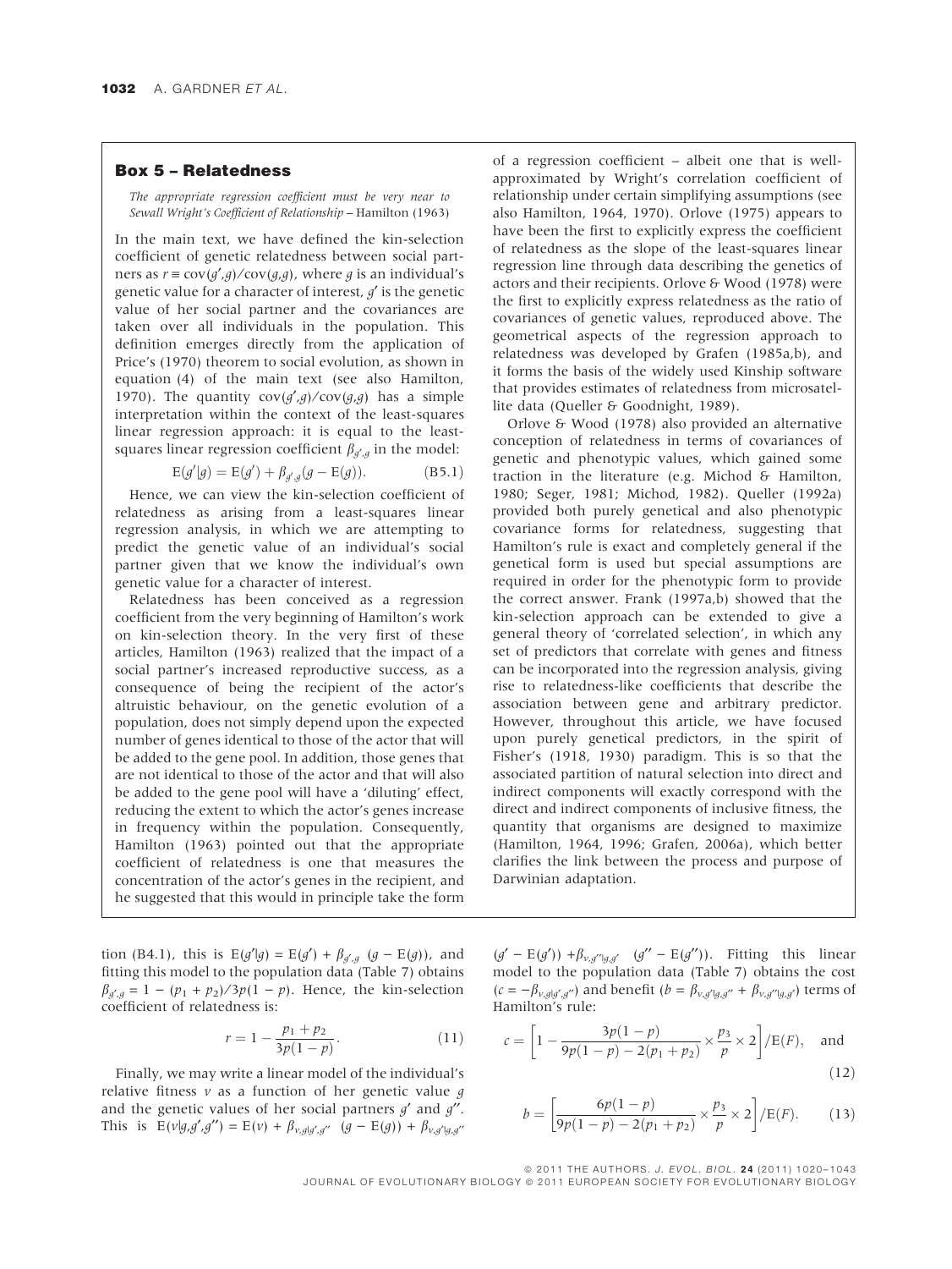## Box 5 – Relatedness

*The appropriate regression coefficient must be very near to Sewall Wright's Coefficient of Relationship* – Hamilton (1963)

In the main text, we have defined the kin-selection coefficient of genetic relatedness between social partners as $r \equiv \mathrm{cov}(g',g)/\mathrm{cov}(g,g)$, where $g$ is an individual's genetic value for a character of interest, $g'$ is the genetic value of her social partner and the covariances are taken over all individuals in the population. This definition emerges directly from the application of Price's (1970) theorem to social evolution, as shown in equation (4) of the main text (see also Hamilton, 1970). The quantity $\mathrm{cov}(g',g)/\mathrm{cov}(g,g)$ has a simple interpretation within the context of the least-squares linear regression approach: it is equal to the least-squares linear regression coefficient $\beta_{g',g}$ in the model:

$$\mathrm{E}(g'|g) = \mathrm{E}(g') + \beta_{g',g}(g - \mathrm{E}(g)). \qquad (B5.1)$$

Hence, we can view the kin-selection coefficient of relatedness as arising from a least-squares linear regression analysis, in which we are attempting to predict the genetic value of an individual's social partner given that we know the individual's own genetic value for a character of interest.

Relatedness has been conceived as a regression coefficient from the very beginning of Hamilton's work on kin-selection theory. In the very first of these articles, Hamilton (1963) realized that the impact of a social partner's increased reproductive success, as a consequence of being the recipient of the actor's altruistic behaviour, on the genetic evolution of a population, does not simply depend upon the expected number of genes identical to those of the actor that will be added to the gene pool. In addition, those genes that are not identical to those of the actor and that will also be added to the gene pool will have a 'diluting' effect, reducing the extent to which the actor's genes increase in frequency within the population. Consequently, Hamilton (1963) pointed out that the appropriate coefficient of relatedness is one that measures the concentration of the actor's genes in the recipient, and he suggested that this would in principle take the form of a regression coefficient – albeit one that is well-approximated by Wright's correlation coefficient of relationship under certain simplifying assumptions (see also Hamilton, 1964, 1970). Orlove (1975) appears to have been the first to explicitly express the coefficient of relatedness as the slope of the least-squares linear regression line through data describing the genetics of actors and their recipients. Orlove & Wood (1978) were the first to explicitly express relatedness as the ratio of covariances of genetic values, reproduced above. The geometrical aspects of the regression approach to relatedness was developed by Grafen (1985a,b), and it forms the basis of the widely used Kinship software that provides estimates of relatedness from microsatellite data (Queller & Goodnight, 1989).

Orlove & Wood (1978) also provided an alternative conception of relatedness in terms of covariances of genetic and phenotypic values, which gained some traction in the literature (e.g. Michod & Hamilton, 1980; Seger, 1981; Michod, 1982). Queller (1992a) provided both purely genetical and also phenotypic covariance forms for relatedness, suggesting that Hamilton's rule is exact and completely general if the genetical form is used but special assumptions are required in order for the phenotypic form to provide the correct answer. Frank (1997a,b) showed that the kin-selection approach can be extended to give a general theory of 'correlated selection', in which any set of predictors that correlate with genes and fitness can be incorporated into the regression analysis, giving rise to relatedness-like coefficients that describe the association between gene and arbitrary predictor. However, throughout this article, we have focused upon purely genetical predictors, in the spirit of Fisher's (1918, 1930) paradigm. This is so that the associated partition of natural selection into direct and indirect components will exactly correspond with the direct and indirect components of inclusive fitness, the quantity that organisms are designed to maximize (Hamilton, 1964, 1996; Grafen, 2006a), which better clarifies the link between the process and purpose of Darwinian adaptation.

---

tion (B4.1), this is $\mathrm{E}(g'|g) = \mathrm{E}(g') + \beta_{g',g}\ (g - \mathrm{E}(g))$, and fitting this model to the population data (Table 7) obtains $\beta_{g',g} = 1 - (p_1 + p_2)/3p(1 - p)$. Hence, the kin-selection coefficient of relatedness is:

$$r = 1 - \frac{p_1 + p_2}{3p(1-p)}. \qquad (11)$$

Finally, we may write a linear model of the individual's relative fitness $v$ as a function of her genetic value $g$ and the genetic values of her social partners $g'$ and $g''$. This is $\mathrm{E}(v|g,g',g'') = \mathrm{E}(v) + \beta_{v,g|g',g''}\ (g - \mathrm{E}(g)) + \beta_{v,g'|g,g''}\ (g' - \mathrm{E}(g')) + \beta_{v,g''|g,g'}\ (g'' - \mathrm{E}(g''))$. Fitting this linear model to the population data (Table 7) obtains the cost ($c = -\beta_{v,g|g',g''}$) and benefit ($b = \beta_{v,g'|g,g''} + \beta_{v,g''|g,g'}$) terms of Hamilton's rule:

$$c = \left[1 - \frac{3p(1-p)}{9p(1-p) - 2(p_1 + p_2)} \times \frac{p_3}{p} \times 2\right] / \mathrm{E}(F), \quad \text{and} \qquad (12)$$

$$b = \left[\frac{6p(1-p)}{9p(1-p) - 2(p_1 + p_2)} \times \frac{p_3}{p} \times 2\right] / \mathrm{E}(F). \qquad (13)$$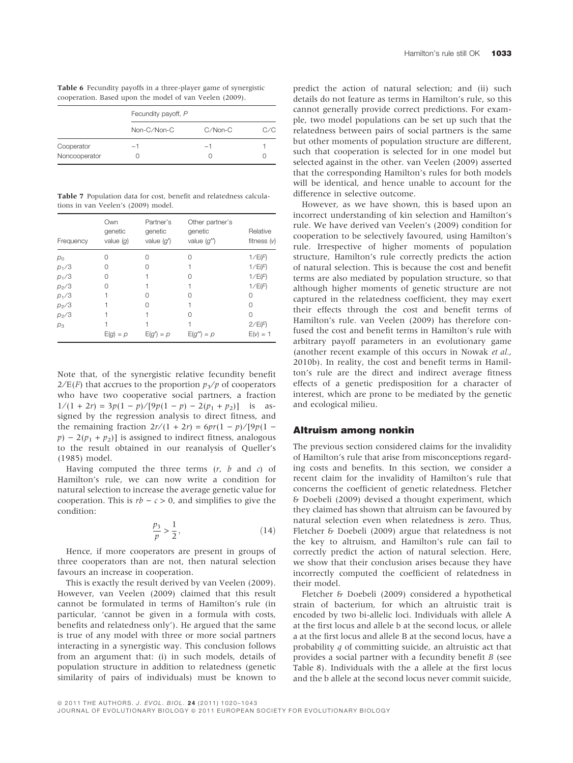**Table 6** Fecundity payoffs in a three-player game of synergistic cooperation. Based upon the model of van Veelen (2009).

| | Fecundity payoff, $P$ | | |
|---|---|---|---|
| | Non-C/Non-C | C/Non-C | C/C |
| Cooperator | −1 | −1 | 1 |
| Noncooperator | 0 | 0 | 0 |

**Table 7** Population data for cost, benefit and relatedness calculations in van Veelen's (2009) model.

| Frequency | Own genetic value ($g$) | Partner's genetic value ($g'$) | Other partner's genetic value ($g''$) | Relative fitness ($v$) |
|---|---|---|---|---|
| $p_0$ | 0 | 0 | 0 | $1/E(F)$ |
| $p_1/3$ | 0 | 0 | 1 | $1/E(F)$ |
| $p_1/3$ | 0 | 1 | 0 | $1/E(F)$ |
| $p_2/3$ | 0 | 1 | 1 | $1/E(F)$ |
| $p_1/3$ | 1 | 0 | 0 | 0 |
| $p_2/3$ | 1 | 0 | 1 | 0 |
| $p_2/3$ | 1 | 1 | 0 | 0 |
| $p_3$ | 1 | 1 | 1 | $2/E(F)$ |
| | $E(g) = p$ | $E(g') = p$ | $E(g'') = p$ | $E(v) = 1$ |

Note that, of the synergistic relative fecundity benefit $2/E(F)$ that accrues to the proportion $p_3/p$ of cooperators who have two cooperative social partners, a fraction $1/(1 + 2r) = 3p(1 - p)/[9p(1 - p) - 2(p_1 + p_2)]$ is assigned by the regression analysis to direct fitness, and the remaining fraction $2r/(1 + 2r) = 6pr(1 - p)/[9p(1 - p) - 2(p_1 + p_2)]$ is assigned to indirect fitness, analogous to the result obtained in our reanalysis of Queller's (1985) model.

Having computed the three terms ($r$, $b$ and $c$) of Hamilton's rule, we can now write a condition for natural selection to increase the average genetic value for cooperation. This is $rb - c > 0$, and simplifies to give the condition:

$$\frac{p_3}{p} > \frac{1}{2}, \tag{14}$$

Hence, if more cooperators are present in groups of three cooperators than are not, then natural selection favours an increase in cooperation.

This is exactly the result derived by van Veelen (2009). However, van Veelen (2009) claimed that this result cannot be formulated in terms of Hamilton's rule (in particular, 'cannot be given in a formula with costs, benefits and relatedness only'). He argued that the same is true of any model with three or more social partners interacting in a synergistic way. This conclusion follows from an argument that: (i) in such models, details of population structure in addition to relatedness (genetic similarity of pairs of individuals) must be known to predict the action of natural selection; and (ii) such details do not feature as terms in Hamilton's rule, so this cannot generally provide correct predictions. For example, two model populations can be set up such that the relatedness between pairs of social partners is the same but other moments of population structure are different, such that cooperation is selected for in one model but selected against in the other. van Veelen (2009) asserted that the corresponding Hamilton's rules for both models will be identical, and hence unable to account for the difference in selective outcome.

However, as we have shown, this is based upon an incorrect understanding of kin selection and Hamilton's rule. We have derived van Veelen's (2009) condition for cooperation to be selectively favoured, using Hamilton's rule. Irrespective of higher moments of population structure, Hamilton's rule correctly predicts the action of natural selection. This is because the cost and benefit terms are also mediated by population structure, so that although higher moments of genetic structure are not captured in the relatedness coefficient, they may exert their effects through the cost and benefit terms of Hamilton's rule. van Veelen (2009) has therefore confused the cost and benefit terms in Hamilton's rule with arbitrary payoff parameters in an evolutionary game (another recent example of this occurs in Nowak *et al.*, 2010b). In reality, the cost and benefit terms in Hamilton's rule are the direct and indirect average fitness effects of a genetic predisposition for a character of interest, which are prone to be mediated by the genetic and ecological milieu.

## Altruism among nonkin

The previous section considered claims for the invalidity of Hamilton's rule that arise from misconceptions regarding costs and benefits. In this section, we consider a recent claim for the invalidity of Hamilton's rule that concerns the coefficient of genetic relatedness. Fletcher & Doebeli (2009) devised a thought experiment, which they claimed has shown that altruism can be favoured by natural selection even when relatedness is zero. Thus, Fletcher & Doebeli (2009) argue that relatedness is not the key to altruism, and Hamilton's rule can fail to correctly predict the action of natural selection. Here, we show that their conclusion arises because they have incorrectly computed the coefficient of relatedness in their model.

Fletcher & Doebeli (2009) considered a hypothetical strain of bacterium, for which an altruistic trait is encoded by two bi-allelic loci. Individuals with allele A at the first locus and allele b at the second locus, or allele a at the first locus and allele B at the second locus, have a probability $q$ of committing suicide, an altruistic act that provides a social partner with a fecundity benefit $B$ (see Table 8). Individuals with the a allele at the first locus and the b allele at the second locus never commit suicide,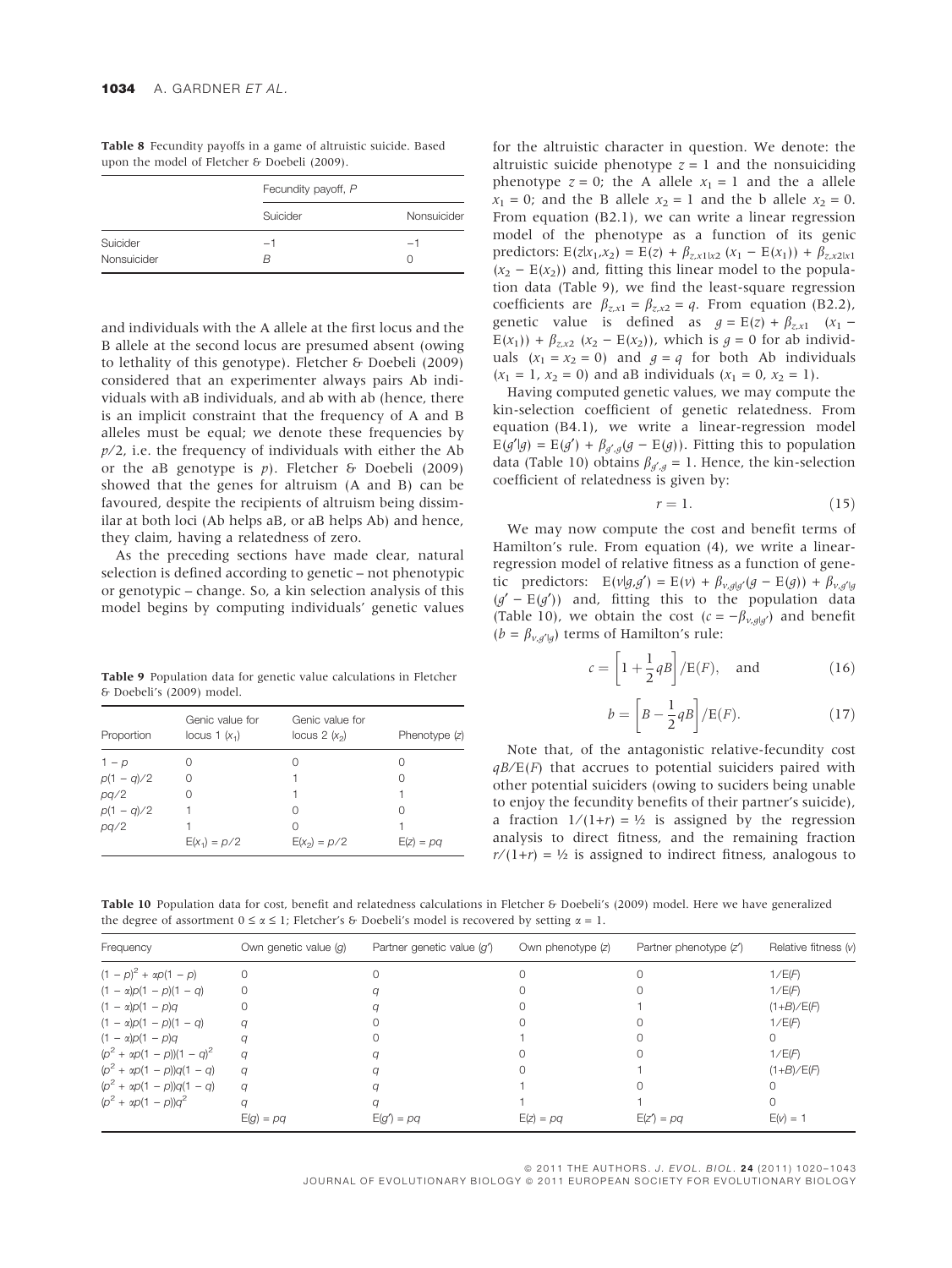**Table 8** Fecundity payoffs in a game of altruistic suicide. Based upon the model of Fletcher & Doebeli (2009).

| | Fecundity payoff, *P* | |
|---|---|---|
| | Suicider | Nonsuicider |
| Suicider | −1 | −1 |
| Nonsuicider | *B* | 0 |

and individuals with the A allele at the first locus and the B allele at the second locus are presumed absent (owing to lethality of this genotype). Fletcher & Doebeli (2009) considered that an experimenter always pairs Ab individuals with aB individuals, and ab with ab (hence, there is an implicit constraint that the frequency of A and B alleles must be equal; we denote these frequencies by $p/2$, i.e. the frequency of individuals with either the Ab or the aB genotype is $p$). Fletcher & Doebeli (2009) showed that the genes for altruism (A and B) can be favoured, despite the recipients of altruism being dissimilar at both loci (Ab helps aB, or aB helps Ab) and hence, they claim, having a relatedness of zero.

As the preceding sections have made clear, natural selection is defined according to genetic – not phenotypic or genotypic – change. So, a kin selection analysis of this model begins by computing individuals' genetic values

**Table 9** Population data for genetic value calculations in Fletcher & Doebeli's (2009) model.

| Proportion | Genic value for locus 1 ($x_1$) | Genic value for locus 2 ($x_2$) | Phenotype ($z$) |
|---|---|---|---|
| $1-p$ | 0 | 0 | 0 |
| $p(1-q)/2$ | 0 | 1 | 0 |
| $pq/2$ | 0 | 1 | 1 |
| $p(1-q)/2$ | 1 | 0 | 0 |
| $pq/2$ | 1 | 0 | 1 |
| | $E(x_1) = p/2$ | $E(x_2) = p/2$ | $E(z) = pq$ |

for the altruistic character in question. We denote: the altruistic suicide phenotype $z = 1$ and the nonsuiciding phenotype $z = 0$; the A allele $x_1 = 1$ and the a allele $x_1 = 0$; and the B allele $x_2 = 1$ and the b allele $x_2 = 0$. From equation (B2.1), we can write a linear regression model of the phenotype as a function of its genic predictors: $E(z|x_1,x_2) = E(z) + \beta_{z,x1|x2}\,(x_1 - E(x_1)) + \beta_{z,x2|x1}\,(x_2 - E(x_2))$ and, fitting this linear model to the population data (Table 9), we find the least-square regression coefficients are $\beta_{z,x1} = \beta_{z,x2} = q$. From equation (B2.2), genetic value is defined as $g = E(z) + \beta_{z,x1}\;\;(x_1 - E(x_1)) + \beta_{z,x2}\,(x_2 - E(x_2))$, which is $g = 0$ for ab individuals ($x_1 = x_2 = 0$) and $g = q$ for both Ab individuals ($x_1 = 1$, $x_2 = 0$) and aB individuals ($x_1 = 0$, $x_2 = 1$).

Having computed genetic values, we may compute the kin-selection coefficient of genetic relatedness. From equation (B4.1), we write a linear-regression model $E(g'|g) = E(g') + \beta_{g',g}(g - E(g))$. Fitting this to population data (Table 10) obtains $\beta_{g',g} = 1$. Hence, the kin-selection coefficient of relatedness is given by:

$$r = 1. \tag{15}$$

We may now compute the cost and benefit terms of Hamilton's rule. From equation (4), we write a linear-regression model of relative fitness as a function of genetic predictors: $E(v|g,g') = E(v) + \beta_{v,g|g'}(g - E(g)) + \beta_{v,g'|g}\,(g' - E(g'))$ and, fitting this to the population data (Table 10), we obtain the cost ($c = -\beta_{v,g|g'}$) and benefit ($b = \beta_{v,g'|g}$) terms of Hamilton's rule:

$$c = \left[1 + \frac{1}{2}qB\right]/E(F), \quad \text{and} \tag{16}$$

$$b = \left[B - \frac{1}{2}qB\right]/E(F). \tag{17}$$

Note that, of the antagonistic relative-fecundity cost $qB/E(F)$ that accrues to potential suiciders paired with other potential suiciders (owing to suciders being unable to enjoy the fecundity benefits of their partner's suicide), a fraction $1/(1+r) = ½$ is assigned by the regression analysis to direct fitness, and the remaining fraction $r/(1+r) = ½$ is assigned to indirect fitness, analogous to

**Table 10** Population data for cost, benefit and relatedness calculations in Fletcher & Doebeli's (2009) model. Here we have generalized the degree of assortment $0 \le \alpha \le 1$; Fletcher's & Doebeli's model is recovered by setting $\alpha = 1$.

| Frequency | Own genetic value ($g$) | Partner genetic value ($g'$) | Own phenotype ($z$) | Partner phenotype ($z'$) | Relative fitness ($v$) |
|---|---|---|---|---|---|
| $(1-p)^2 + \alpha p(1-p)$ | 0 | 0 | 0 | 0 | $1/E(F)$ |
| $(1-\alpha)p(1-p)(1-q)$ | 0 | $q$ | 0 | 0 | $1/E(F)$ |
| $(1-\alpha)p(1-p)q$ | 0 | $q$ | 0 | 1 | $(1+B)/E(F)$ |
| $(1-\alpha)p(1-p)(1-q)$ | $q$ | 0 | 0 | 0 | $1/E(F)$ |
| $(1-\alpha)p(1-p)q$ | $q$ | 0 | 1 | 0 | 0 |
| $(p^2 + \alpha p(1-p))(1-q)^2$ | $q$ | $q$ | 0 | 0 | $1/E(F)$ |
| $(p^2 + \alpha p(1-p))q(1-q)$ | $q$ | $q$ | 0 | 1 | $(1+B)/E(F)$ |
| $(p^2 + \alpha p(1-p))q(1-q)$ | $q$ | $q$ | 1 | 0 | 0 |
| $(p^2 + \alpha p(1-p))q^2$ | $q$ | $q$ | 1 | 1 | 0 |
| | $E(g) = pq$ | $E(g') = pq$ | $E(z) = pq$ | $E(z') = pq$ | $E(v) = 1$ |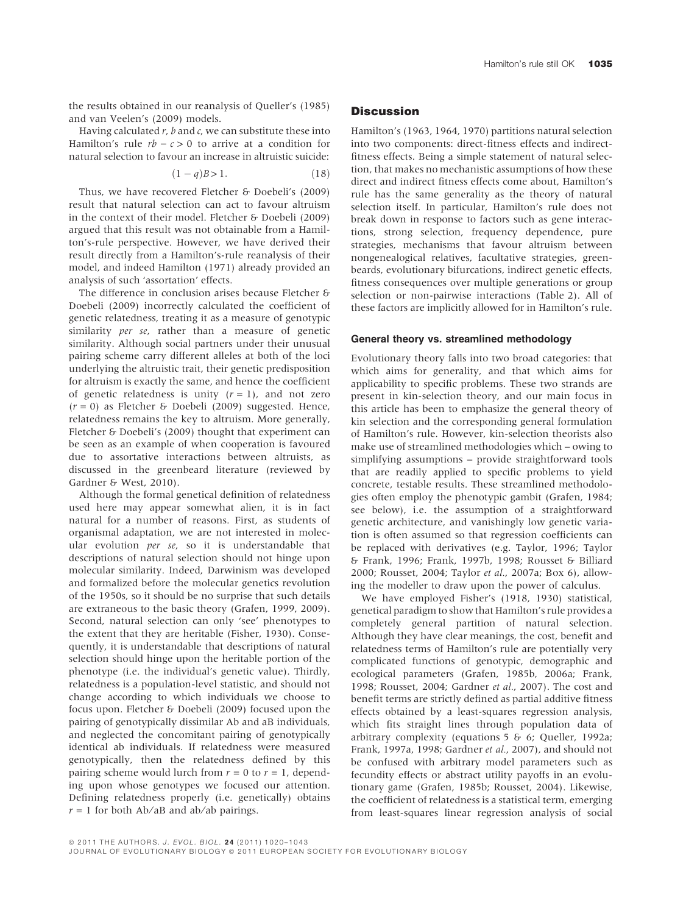the results obtained in our reanalysis of Queller's (1985) and van Veelen's (2009) models.

Having calculated $r$, $b$ and $c$, we can substitute these into Hamilton's rule $rb - c > 0$ to arrive at a condition for natural selection to favour an increase in altruistic suicide:

$$(1 - q)B > 1. \tag{18}$$

Thus, we have recovered Fletcher & Doebeli's (2009) result that natural selection can act to favour altruism in the context of their model. Fletcher & Doebeli (2009) argued that this result was not obtainable from a Hamilton's-rule perspective. However, we have derived their result directly from a Hamilton's-rule reanalysis of their model, and indeed Hamilton (1971) already provided an analysis of such 'assortation' effects.

The difference in conclusion arises because Fletcher & Doebeli (2009) incorrectly calculated the coefficient of genetic relatedness, treating it as a measure of genotypic similarity *per se*, rather than a measure of genetic similarity. Although social partners under their unusual pairing scheme carry different alleles at both of the loci underlying the altruistic trait, their genetic predisposition for altruism is exactly the same, and hence the coefficient of genetic relatedness is unity ($r = 1$), and not zero ($r = 0$) as Fletcher & Doebeli (2009) suggested. Hence, relatedness remains the key to altruism. More generally, Fletcher & Doebeli's (2009) thought that experiment can be seen as an example of when cooperation is favoured due to assortative interactions between altruists, as discussed in the greenbeard literature (reviewed by Gardner & West, 2010).

Although the formal genetical definition of relatedness used here may appear somewhat alien, it is in fact natural for a number of reasons. First, as students of organismal adaptation, we are not interested in molecular evolution *per se*, so it is understandable that descriptions of natural selection should not hinge upon molecular similarity. Indeed, Darwinism was developed and formalized before the molecular genetics revolution of the 1950s, so it should be no surprise that such details are extraneous to the basic theory (Grafen, 1999, 2009). Second, natural selection can only 'see' phenotypes to the extent that they are heritable (Fisher, 1930). Consequently, it is understandable that descriptions of natural selection should hinge upon the heritable portion of the phenotype (i.e. the individual's genetic value). Thirdly, relatedness is a population-level statistic, and should not change according to which individuals we choose to focus upon. Fletcher & Doebeli (2009) focused upon the pairing of genotypically dissimilar Ab and aB individuals, and neglected the concomitant pairing of genotypically identical ab individuals. If relatedness were measured genotypically, then the relatedness defined by this pairing scheme would lurch from $r = 0$ to $r = 1$, depending upon whose genotypes we focused our attention. Defining relatedness properly (i.e. genetically) obtains $r = 1$ for both Ab/aB and ab/ab pairings.

## Discussion

Hamilton's (1963, 1964, 1970) partitions natural selection into two components: direct-fitness effects and indirect-fitness effects. Being a simple statement of natural selection, that makes no mechanistic assumptions of how these direct and indirect fitness effects come about, Hamilton's rule has the same generality as the theory of natural selection itself. In particular, Hamilton's rule does not break down in response to factors such as gene interactions, strong selection, frequency dependence, pure strategies, mechanisms that favour altruism between nongenealogical relatives, facultative strategies, greenbeards, evolutionary bifurcations, indirect genetic effects, fitness consequences over multiple generations or group selection or non-pairwise interactions (Table 2). All of these factors are implicitly allowed for in Hamilton's rule.

### General theory vs. streamlined methodology

Evolutionary theory falls into two broad categories: that which aims for generality, and that which aims for applicability to specific problems. These two strands are present in kin-selection theory, and our main focus in this article has been to emphasize the general theory of kin selection and the corresponding general formulation of Hamilton's rule. However, kin-selection theorists also make use of streamlined methodologies which – owing to simplifying assumptions – provide straightforward tools that are readily applied to specific problems to yield concrete, testable results. These streamlined methodologies often employ the phenotypic gambit (Grafen, 1984; see below), i.e. the assumption of a straightforward genetic architecture, and vanishingly low genetic variation is often assumed so that regression coefficients can be replaced with derivatives (e.g. Taylor, 1996; Taylor & Frank, 1996; Frank, 1997b, 1998; Rousset & Billiard 2000; Rousset, 2004; Taylor *et al.*, 2007a; Box 6), allowing the modeller to draw upon the power of calculus.

We have employed Fisher's (1918, 1930) statistical, genetical paradigm to show that Hamilton's rule provides a completely general partition of natural selection. Although they have clear meanings, the cost, benefit and relatedness terms of Hamilton's rule are potentially very complicated functions of genotypic, demographic and ecological parameters (Grafen, 1985b, 2006a; Frank, 1998; Rousset, 2004; Gardner *et al.*, 2007). The cost and benefit terms are strictly defined as partial additive fitness effects obtained by a least-squares regression analysis, which fits straight lines through population data of arbitrary complexity (equations 5 & 6; Queller, 1992a; Frank, 1997a, 1998; Gardner *et al.*, 2007), and should not be confused with arbitrary model parameters such as fecundity effects or abstract utility payoffs in an evolutionary game (Grafen, 1985b; Rousset, 2004). Likewise, the coefficient of relatedness is a statistical term, emerging from least-squares linear regression analysis of social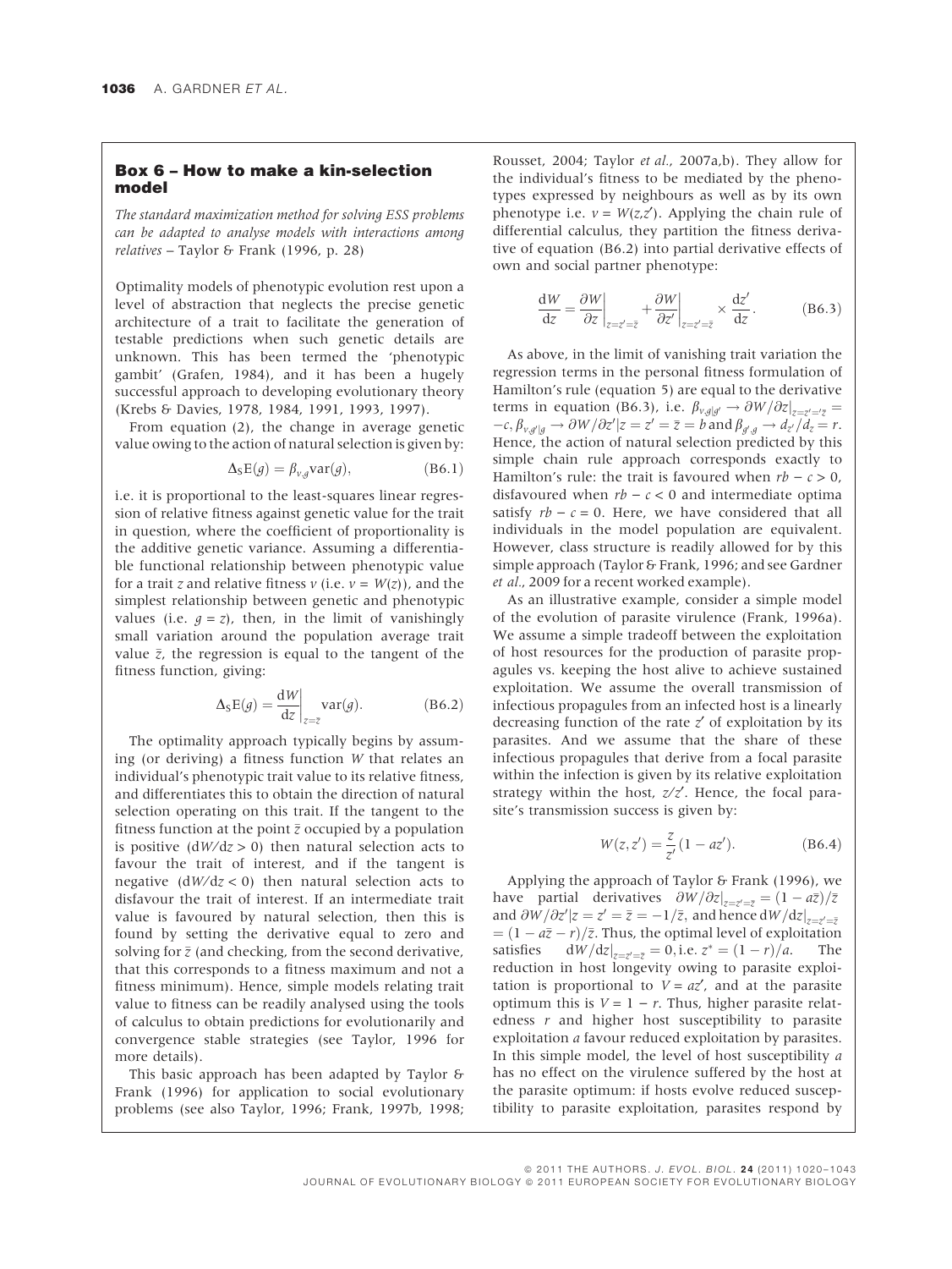## Box 6 – How to make a kin-selection model

*The standard maximization method for solving ESS problems can be adapted to analyse models with interactions among relatives* – Taylor & Frank (1996, p. 28)

Optimality models of phenotypic evolution rest upon a level of abstraction that neglects the precise genetic architecture of a trait to facilitate the generation of testable predictions when such genetic details are unknown. This has been termed the 'phenotypic gambit' (Grafen, 1984), and it has been a hugely successful approach to developing evolutionary theory (Krebs & Davies, 1978, 1984, 1991, 1993, 1997).

From equation (2), the change in average genetic value owing to the action of natural selection is given by:

$$\Delta_S \mathrm{E}(g) = \beta_{v,g} \mathrm{var}(g), \tag{B6.1}$$

i.e. it is proportional to the least-squares linear regression of relative fitness against genetic value for the trait in question, where the coefficient of proportionality is the additive genetic variance. Assuming a differentiable functional relationship between phenotypic value for a trait $z$ and relative fitness $v$ (i.e. $v = W(z)$), and the simplest relationship between genetic and phenotypic values (i.e. $g = z$), then, in the limit of vanishingly small variation around the population average trait value $\bar{z}$, the regression is equal to the tangent of the fitness function, giving:

$$\Delta_S \mathrm{E}(g) = \left.\frac{\mathrm{d}W}{\mathrm{d}z}\right|_{z=\bar{z}} \mathrm{var}(g). \tag{B6.2}$$

The optimality approach typically begins by assuming (or deriving) a fitness function $W$ that relates an individual's phenotypic trait value to its relative fitness, and differentiates this to obtain the direction of natural selection operating on this trait. If the tangent to the fitness function at the point $\bar{z}$ occupied by a population is positive ($\mathrm{d}W/\mathrm{d}z > 0$) then natural selection acts to favour the trait of interest, and if the tangent is negative ($\mathrm{d}W/\mathrm{d}z < 0$) then natural selection acts to disfavour the trait of interest. If an intermediate trait value is favoured by natural selection, then this is found by setting the derivative equal to zero and solving for $\bar{z}$ (and checking, from the second derivative, that this corresponds to a fitness maximum and not a fitness minimum). Hence, simple models relating trait value to fitness can be readily analysed using the tools of calculus to obtain predictions for evolutionarily and convergence stable strategies (see Taylor, 1996 for more details).

This basic approach has been adapted by Taylor & Frank (1996) for application to social evolutionary problems (see also Taylor, 1996; Frank, 1997b, 1998; Rousset, 2004; Taylor *et al.*, 2007a,b). They allow for the individual's fitness to be mediated by the phenotypes expressed by neighbours as well as by its own phenotype i.e. $v = W(z,z')$. Applying the chain rule of differential calculus, they partition the fitness derivative of equation (B6.2) into partial derivative effects of own and social partner phenotype:

$$\frac{\mathrm{d}W}{\mathrm{d}z} = \left.\frac{\partial W}{\partial z}\right|_{z=z'=\bar{z}} + \left.\frac{\partial W}{\partial z'}\right|_{z=z'=\bar{z}} \times \frac{\mathrm{d}z'}{\mathrm{d}z}. \tag{B6.3}$$

As above, in the limit of vanishing trait variation the regression terms in the personal fitness formulation of Hamilton's rule (equation 5) are equal to the derivative terms in equation (B6.3), i.e. $\beta_{v,g|g'} \to \partial W/\partial z|_{z=z'=\bar{z}} = -c$, $\beta_{v,g'|g} \to \partial W/\partial z'|z = z' = \bar{z} = b$ and $\beta_{g',g} \to d_{z'}/d_z = r$. Hence, the action of natural selection predicted by this simple chain rule approach corresponds exactly to Hamilton's rule: the trait is favoured when $rb - c > 0$, disfavoured when $rb - c < 0$ and intermediate optima satisfy $rb - c = 0$. Here, we have considered that all individuals in the model population are equivalent. However, class structure is readily allowed for by this simple approach (Taylor & Frank, 1996; and see Gardner *et al.*, 2009 for a recent worked example).

As an illustrative example, consider a simple model of the evolution of parasite virulence (Frank, 1996a). We assume a simple tradeoff between the exploitation of host resources for the production of parasite propagules vs. keeping the host alive to achieve sustained exploitation. We assume the overall transmission of infectious propagules from an infected host is a linearly decreasing function of the rate $z'$ of exploitation by its parasites. And we assume that the share of these infectious propagules that derive from a focal parasite within the infection is given by its relative exploitation strategy within the host, $z/z'$. Hence, the focal parasite's transmission success is given by:

$$W(z,z') = \frac{z}{z'}(1 - az'). \tag{B6.4}$$

Applying the approach of Taylor & Frank (1996), we have partial derivatives $\partial W/\partial z|_{z=z'=\bar{z}} = (1 - a\bar{z})/\bar{z}$ and $\partial W/\partial z'|z = z' = \bar{z} = -1/\bar{z}$, and hence $\mathrm{d}W/\mathrm{d}z|_{z=z'=\bar{z}} = (1 - a\bar{z} - r)/\bar{z}$. Thus, the optimal level of exploitation satisfies $\mathrm{d}W/\mathrm{d}z|_{z=z'=\bar{z}} = 0$, i.e. $z^* = (1 - r)/a$. The reduction in host longevity owing to parasite exploitation is proportional to $V = az'$, and at the parasite optimum this is $V = 1 - r$. Thus, higher parasite relatedness $r$ and higher host susceptibility to parasite exploitation $a$ favour reduced exploitation by parasites. In this simple model, the level of host susceptibility $a$ has no effect on the virulence suffered by the host at the parasite optimum: if hosts evolve reduced susceptibility to parasite exploitation, parasites respond by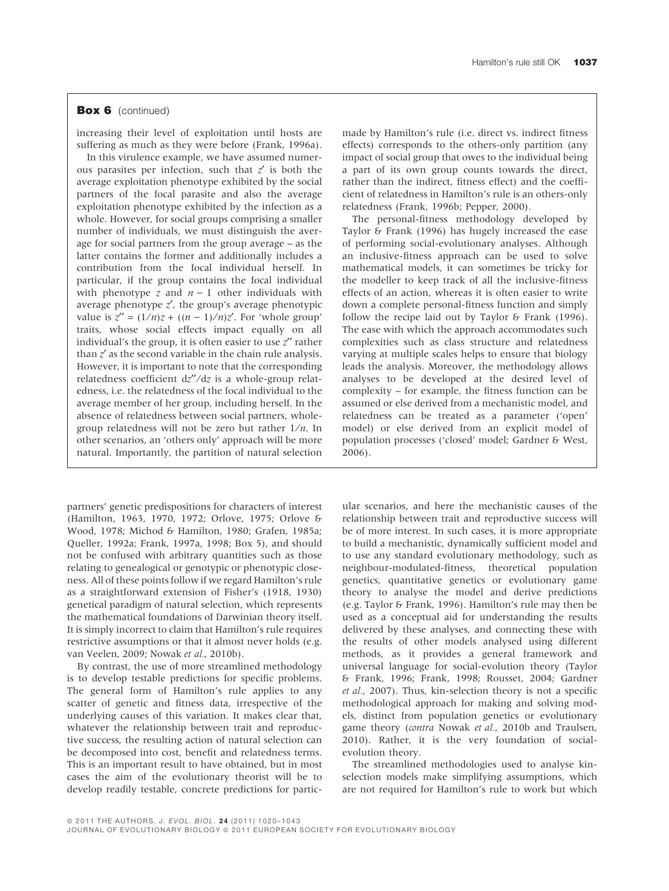**Box 6** (continued)

increasing their level of exploitation until hosts are suffering as much as they were before (Frank, 1996a).

In this virulence example, we have assumed numerous parasites per infection, such that $z'$ is both the average exploitation phenotype exhibited by the social partners of the focal parasite and also the average exploitation phenotype exhibited by the infection as a whole. However, for social groups comprising a smaller number of individuals, we must distinguish the average for social partners from the group average – as the latter contains the former and additionally includes a contribution from the focal individual herself. In particular, if the group contains the focal individual with phenotype $z$ and $n - 1$ other individuals with average phenotype $z'$, the group's average phenotypic value is $z'' = (1/n)z + ((n - 1)/n)z'$. For 'whole group' traits, whose social effects impact equally on all individual's the group, it is often easier to use $z''$ rather than $z'$ as the second variable in the chain rule analysis. However, it is important to note that the corresponding relatedness coefficient $dz''/dz$ is a whole-group relatedness, i.e. the relatedness of the focal individual to the average member of her group, including herself. In the absence of relatedness between social partners, whole-group relatedness will not be zero but rather $1/n$. In other scenarios, an 'others only' approach will be more natural. Importantly, the partition of natural selection made by Hamilton's rule (i.e. direct vs. indirect fitness effects) corresponds to the others-only partition (any impact of social group that owes to the individual being a part of its own group counts towards the direct, rather than the indirect, fitness effect) and the coefficient of relatedness in Hamilton's rule is an others-only relatedness (Frank, 1996b; Pepper, 2000).

The personal-fitness methodology developed by Taylor & Frank (1996) has hugely increased the ease of performing social-evolutionary analyses. Although an inclusive-fitness approach can be used to solve mathematical models, it can sometimes be tricky for the modeller to keep track of all the inclusive-fitness effects of an action, whereas it is often easier to write down a complete personal-fitness function and simply follow the recipe laid out by Taylor & Frank (1996). The ease with which the approach accommodates such complexities such as class structure and relatedness varying at multiple scales helps to ensure that biology leads the analysis. Moreover, the methodology allows analyses to be developed at the desired level of complexity – for example, the fitness function can be assumed or else derived from a mechanistic model, and relatedness can be treated as a parameter ('open' model) or else derived from an explicit model of population processes ('closed' model; Gardner & West, 2006).

partners' genetic predispositions for characters of interest (Hamilton, 1963, 1970, 1972; Orlove, 1975; Orlove & Wood, 1978; Michod & Hamilton, 1980; Grafen, 1985a; Queller, 1992a; Frank, 1997a, 1998; Box 5), and should not be confused with arbitrary quantities such as those relating to genealogical or genotypic or phenotypic closeness. All of these points follow if we regard Hamilton's rule as a straightforward extension of Fisher's (1918, 1930) genetical paradigm of natural selection, which represents the mathematical foundations of Darwinian theory itself. It is simply incorrect to claim that Hamilton's rule requires restrictive assumptions or that it almost never holds (e.g. van Veelen, 2009; Nowak *et al.*, 2010b).

By contrast, the use of more streamlined methodology is to develop testable predictions for specific problems. The general form of Hamilton's rule applies to any scatter of genetic and fitness data, irrespective of the underlying causes of this variation. It makes clear that, whatever the relationship between trait and reproductive success, the resulting action of natural selection can be decomposed into cost, benefit and relatedness terms. This is an important result to have obtained, but in most cases the aim of the evolutionary theorist will be to develop readily testable, concrete predictions for particular scenarios, and here the mechanistic causes of the relationship between trait and reproductive success will be of more interest. In such cases, it is more appropriate to build a mechanistic, dynamically sufficient model and to use any standard evolutionary methodology, such as neighbour-modulated-fitness, theoretical population genetics, quantitative genetics or evolutionary game theory to analyse the model and derive predictions (e.g. Taylor & Frank, 1996). Hamilton's rule may then be used as a conceptual aid for understanding the results delivered by these analyses, and connecting these with the results of other models analysed using different methods, as it provides a general framework and universal language for social-evolution theory (Taylor & Frank, 1996; Frank, 1998; Rousset, 2004; Gardner *et al.*, 2007). Thus, kin-selection theory is not a specific methodological approach for making and solving models, distinct from population genetics or evolutionary game theory (*contra* Nowak *et al.*, 2010b and Traulsen, 2010). Rather, it is the very foundation of social-evolution theory.

The streamlined methodologies used to analyse kin-selection models make simplifying assumptions, which are not required for Hamilton's rule to work but which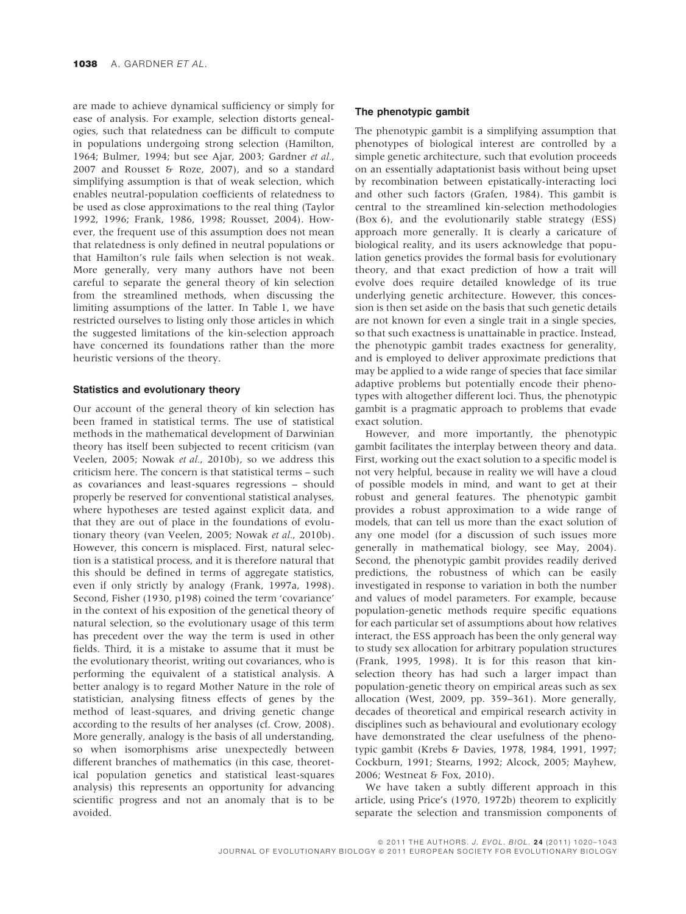are made to achieve dynamical sufficiency or simply for ease of analysis. For example, selection distorts genealogies, such that relatedness can be difficult to compute in populations undergoing strong selection (Hamilton, 1964; Bulmer, 1994; but see Ajar, 2003; Gardner *et al.*, 2007 and Rousset & Roze, 2007), and so a standard simplifying assumption is that of weak selection, which enables neutral-population coefficients of relatedness to be used as close approximations to the real thing (Taylor 1992, 1996; Frank, 1986, 1998; Rousset, 2004). However, the frequent use of this assumption does not mean that relatedness is only defined in neutral populations or that Hamilton's rule fails when selection is not weak. More generally, very many authors have not been careful to separate the general theory of kin selection from the streamlined methods, when discussing the limiting assumptions of the latter. In Table 1, we have restricted ourselves to listing only those articles in which the suggested limitations of the kin-selection approach have concerned its foundations rather than the more heuristic versions of the theory.

### Statistics and evolutionary theory

Our account of the general theory of kin selection has been framed in statistical terms. The use of statistical methods in the mathematical development of Darwinian theory has itself been subjected to recent criticism (van Veelen, 2005; Nowak *et al.*, 2010b), so we address this criticism here. The concern is that statistical terms – such as covariances and least-squares regressions – should properly be reserved for conventional statistical analyses, where hypotheses are tested against explicit data, and that they are out of place in the foundations of evolutionary theory (van Veelen, 2005; Nowak *et al.*, 2010b). However, this concern is misplaced. First, natural selection is a statistical process, and it is therefore natural that this should be defined in terms of aggregate statistics, even if only strictly by analogy (Frank, 1997a, 1998). Second, Fisher (1930, p198) coined the term 'covariance' in the context of his exposition of the genetical theory of natural selection, so the evolutionary usage of this term has precedent over the way the term is used in other fields. Third, it is a mistake to assume that it must be the evolutionary theorist, writing out covariances, who is performing the equivalent of a statistical analysis. A better analogy is to regard Mother Nature in the role of statistician, analysing fitness effects of genes by the method of least-squares, and driving genetic change according to the results of her analyses (cf. Crow, 2008). More generally, analogy is the basis of all understanding, so when isomorphisms arise unexpectedly between different branches of mathematics (in this case, theoretical population genetics and statistical least-squares analysis) this represents an opportunity for advancing scientific progress and not an anomaly that is to be avoided.

### The phenotypic gambit

The phenotypic gambit is a simplifying assumption that phenotypes of biological interest are controlled by a simple genetic architecture, such that evolution proceeds on an essentially adaptationist basis without being upset by recombination between epistatically-interacting loci and other such factors (Grafen, 1984). This gambit is central to the streamlined kin-selection methodologies (Box 6), and the evolutionarily stable strategy (ESS) approach more generally. It is clearly a caricature of biological reality, and its users acknowledge that population genetics provides the formal basis for evolutionary theory, and that exact prediction of how a trait will evolve does require detailed knowledge of its true underlying genetic architecture. However, this concession is then set aside on the basis that such genetic details are not known for even a single trait in a single species, so that such exactness is unattainable in practice. Instead, the phenotypic gambit trades exactness for generality, and is employed to deliver approximate predictions that may be applied to a wide range of species that face similar adaptive problems but potentially encode their phenotypes with altogether different loci. Thus, the phenotypic gambit is a pragmatic approach to problems that evade exact solution.

However, and more importantly, the phenotypic gambit facilitates the interplay between theory and data. First, working out the exact solution to a specific model is not very helpful, because in reality we will have a cloud of possible models in mind, and want to get at their robust and general features. The phenotypic gambit provides a robust approximation to a wide range of models, that can tell us more than the exact solution of any one model (for a discussion of such issues more generally in mathematical biology, see May, 2004). Second, the phenotypic gambit provides readily derived predictions, the robustness of which can be easily investigated in response to variation in both the number and values of model parameters. For example, because population-genetic methods require specific equations for each particular set of assumptions about how relatives interact, the ESS approach has been the only general way to study sex allocation for arbitrary population structures (Frank, 1995, 1998). It is for this reason that kin-selection theory has had such a larger impact than population-genetic theory on empirical areas such as sex allocation (West, 2009, pp. 359–361). More generally, decades of theoretical and empirical research activity in disciplines such as behavioural and evolutionary ecology have demonstrated the clear usefulness of the phenotypic gambit (Krebs & Davies, 1978, 1984, 1991, 1997; Cockburn, 1991; Stearns, 1992; Alcock, 2005; Mayhew, 2006; Westneat & Fox, 2010).

We have taken a subtly different approach in this article, using Price's (1970, 1972b) theorem to explicitly separate the selection and transmission components of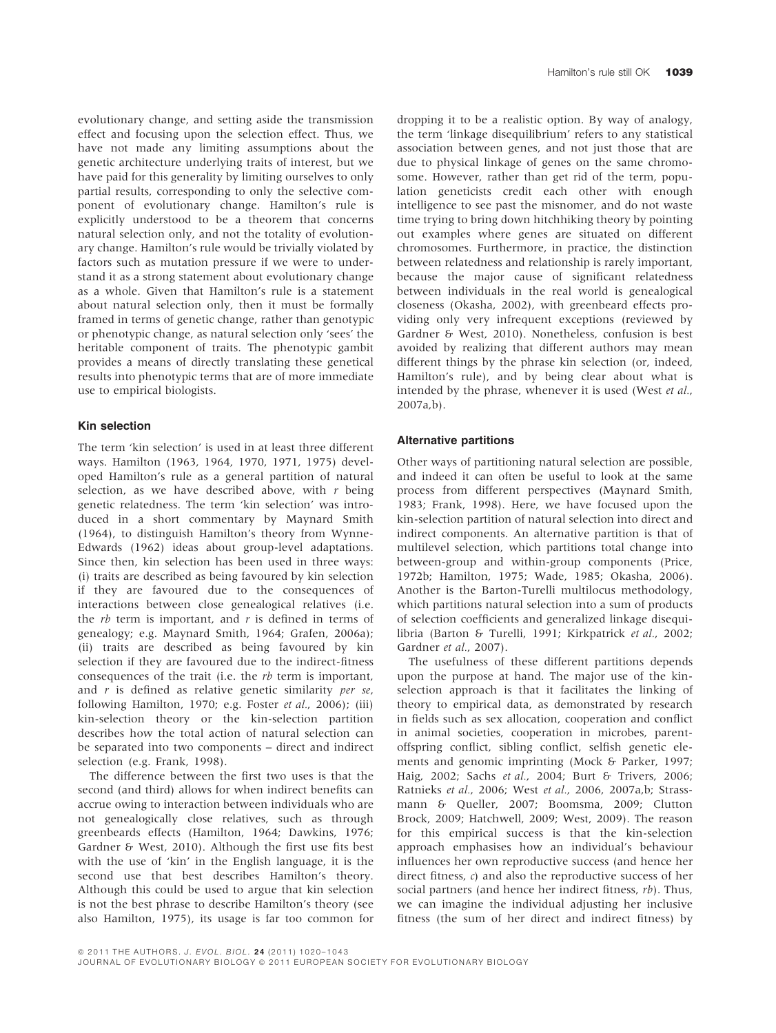evolutionary change, and setting aside the transmission effect and focusing upon the selection effect. Thus, we have not made any limiting assumptions about the genetic architecture underlying traits of interest, but we have paid for this generality by limiting ourselves to only partial results, corresponding to only the selective component of evolutionary change. Hamilton's rule is explicitly understood to be a theorem that concerns natural selection only, and not the totality of evolutionary change. Hamilton's rule would be trivially violated by factors such as mutation pressure if we were to understand it as a strong statement about evolutionary change as a whole. Given that Hamilton's rule is a statement about natural selection only, then it must be formally framed in terms of genetic change, rather than genotypic or phenotypic change, as natural selection only 'sees' the heritable component of traits. The phenotypic gambit provides a means of directly translating these genetical results into phenotypic terms that are of more immediate use to empirical biologists.

### Kin selection

The term 'kin selection' is used in at least three different ways. Hamilton (1963, 1964, 1970, 1971, 1975) developed Hamilton's rule as a general partition of natural selection, as we have described above, with $r$ being genetic relatedness. The term 'kin selection' was introduced in a short commentary by Maynard Smith (1964), to distinguish Hamilton's theory from Wynne-Edwards (1962) ideas about group-level adaptations. Since then, kin selection has been used in three ways: (i) traits are described as being favoured by kin selection if they are favoured due to the consequences of interactions between close genealogical relatives (i.e. the $rb$ term is important, and $r$ is defined in terms of genealogy; e.g. Maynard Smith, 1964; Grafen, 2006a); (ii) traits are described as being favoured by kin selection if they are favoured due to the indirect-fitness consequences of the trait (i.e. the $rb$ term is important, and $r$ is defined as relative genetic similarity *per se*, following Hamilton, 1970; e.g. Foster *et al.*, 2006); (iii) kin-selection theory or the kin-selection partition describes how the total action of natural selection can be separated into two components – direct and indirect selection (e.g. Frank, 1998).

The difference between the first two uses is that the second (and third) allows for when indirect benefits can accrue owing to interaction between individuals who are not genealogically close relatives, such as through greenbeards effects (Hamilton, 1964; Dawkins, 1976; Gardner & West, 2010). Although the first use fits best with the use of 'kin' in the English language, it is the second use that best describes Hamilton's theory. Although this could be used to argue that kin selection is not the best phrase to describe Hamilton's theory (see also Hamilton, 1975), its usage is far too common for dropping it to be a realistic option. By way of analogy, the term 'linkage disequilibrium' refers to any statistical association between genes, and not just those that are due to physical linkage of genes on the same chromosome. However, rather than get rid of the term, population geneticists credit each other with enough intelligence to see past the misnomer, and do not waste time trying to bring down hitchhiking theory by pointing out examples where genes are situated on different chromosomes. Furthermore, in practice, the distinction between relatedness and relationship is rarely important, because the major cause of significant relatedness between individuals in the real world is genealogical closeness (Okasha, 2002), with greenbeard effects providing only very infrequent exceptions (reviewed by Gardner & West, 2010). Nonetheless, confusion is best avoided by realizing that different authors may mean different things by the phrase kin selection (or, indeed, Hamilton's rule), and by being clear about what is intended by the phrase, whenever it is used (West *et al.*, 2007a,b).

### Alternative partitions

Other ways of partitioning natural selection are possible, and indeed it can often be useful to look at the same process from different perspectives (Maynard Smith, 1983; Frank, 1998). Here, we have focused upon the kin-selection partition of natural selection into direct and indirect components. An alternative partition is that of multilevel selection, which partitions total change into between-group and within-group components (Price, 1972b; Hamilton, 1975; Wade, 1985; Okasha, 2006). Another is the Barton-Turelli multilocus methodology, which partitions natural selection into a sum of products of selection coefficients and generalized linkage disequilibria (Barton & Turelli, 1991; Kirkpatrick *et al.*, 2002; Gardner *et al.*, 2007).

The usefulness of these different partitions depends upon the purpose at hand. The major use of the kin-selection approach is that it facilitates the linking of theory to empirical data, as demonstrated by research in fields such as sex allocation, cooperation and conflict in animal societies, cooperation in microbes, parent-offspring conflict, sibling conflict, selfish genetic elements and genomic imprinting (Mock & Parker, 1997; Haig, 2002; Sachs *et al.*, 2004; Burt & Trivers, 2006; Ratnieks *et al.*, 2006; West *et al.*, 2006, 2007a,b; Strassmann & Queller, 2007; Boomsma, 2009; Clutton Brock, 2009; Hatchwell, 2009; West, 2009). The reason for this empirical success is that the kin-selection approach emphasises how an individual's behaviour influences her own reproductive success (and hence her direct fitness, $c$) and also the reproductive success of her social partners (and hence her indirect fitness, $rb$). Thus, we can imagine the individual adjusting her inclusive fitness (the sum of her direct and indirect fitness) by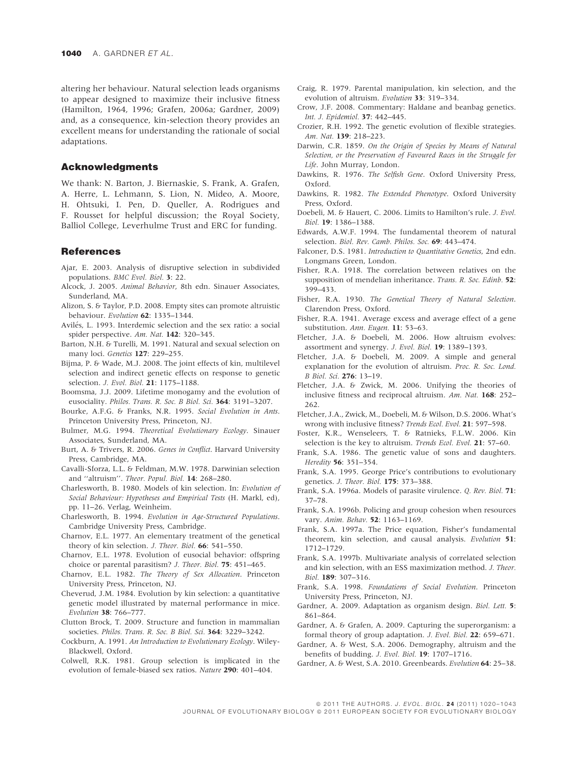altering her behaviour. Natural selection leads organisms to appear designed to maximize their inclusive fitness (Hamilton, 1964, 1996; Grafen, 2006a; Gardner, 2009) and, as a consequence, kin-selection theory provides an excellent means for understanding the rationale of social adaptations.

## Acknowledgments

We thank: N. Barton, J. Biernaskie, S. Frank, A. Grafen, A. Herre, L. Lehmann, S. Lion, N. Mideo, A. Moore, H. Ohtsuki, I. Pen, D. Queller, A. Rodrigues and F. Rousset for helpful discussion; the Royal Society, Balliol College, Leverhulme Trust and ERC for funding.

## References

Ajar, E. 2003. Analysis of disruptive selection in subdivided populations. *BMC Evol. Biol.* **3**: 22.

Alcock, J. 2005. *Animal Behavior*, 8th edn. Sinauer Associates, Sunderland, MA.

Alizon, S. & Taylor, P.D. 2008. Empty sites can promote altruistic behaviour. *Evolution* **62**: 1335–1344.

Avilés, L. 1993. Interdemic selection and the sex ratio: a social spider perspective. *Am. Nat.* **142**: 320–345.

Barton, N.H. & Turelli, M. 1991. Natural and sexual selection on many loci. *Genetics* **127**: 229–255.

Bijma, P. & Wade, M.J. 2008. The joint effects of kin, multilevel selection and indirect genetic effects on response to genetic selection. *J. Evol. Biol.* **21**: 1175–1188.

Boomsma, J.J. 2009. Lifetime monogamy and the evolution of eusociality. *Philos. Trans. R. Soc. B Biol. Sci.* **364**: 3191–3207.

Bourke, A.F.G. & Franks, N.R. 1995. *Social Evolution in Ants*. Princeton University Press, Princeton, NJ.

Bulmer, M.G. 1994. *Theoretical Evolutionary Ecology*. Sinauer Associates, Sunderland, MA.

Burt, A. & Trivers, R. 2006. *Genes in Conflict*. Harvard University Press, Cambridge, MA.

Cavalli-Sforza, L.L. & Feldman, M.W. 1978. Darwinian selection and ''altruism''. *Theor. Popul. Biol.* **14**: 268–280.

Charlesworth, B. 1980. Models of kin selection. In: *Evolution of Social Behaviour: Hypotheses and Empirical Tests* (H. Markl, ed), pp. 11–26. Verlag, Weinheim.

Charlesworth, B. 1994. *Evolution in Age-Structured Populations*. Cambridge University Press, Cambridge.

Charnov, E.L. 1977. An elementary treatment of the genetical theory of kin selection. *J. Theor. Biol.* **66**: 541–550.

Charnov, E.L. 1978. Evolution of eusocial behavior: offspring choice or parental parasitism? *J. Theor. Biol.* **75**: 451–465.

Charnov, E.L. 1982. *The Theory of Sex Allocation*. Princeton University Press, Princeton, NJ.

Cheverud, J.M. 1984. Evolution by kin selection: a quantitative genetic model illustrated by maternal performance in mice. *Evolution* **38**: 766–777.

Clutton Brock, T. 2009. Structure and function in mammalian societies. *Philos. Trans. R. Soc. B Biol. Sci.* **364**: 3229–3242.

Cockburn, A. 1991. *An Introduction to Evolutionary Ecology*. Wiley-Blackwell, Oxford.

Colwell, R.K. 1981. Group selection is implicated in the evolution of female-biased sex ratios. *Nature* **290**: 401–404.

Craig, R. 1979. Parental manipulation, kin selection, and the evolution of altruism. *Evolution* **33**: 319–334.

Crow, J.F. 2008. Commentary: Haldane and beanbag genetics. *Int. J. Epidemiol.* **37**: 442–445.

Crozier, R.H. 1992. The genetic evolution of flexible strategies. *Am. Nat.* **139**: 218–223.

Darwin, C.R. 1859. *On the Origin of Species by Means of Natural Selection, or the Preservation of Favoured Races in the Struggle for Life*. John Murray, London.

Dawkins, R. 1976. *The Selfish Gene*. Oxford University Press, Oxford.

Dawkins, R. 1982. *The Extended Phenotype*. Oxford University Press, Oxford.

Doebeli, M. & Hauert, C. 2006. Limits to Hamilton's rule. *J. Evol. Biol.* **19**: 1386–1388.

Edwards, A.W.F. 1994. The fundamental theorem of natural selection. *Biol. Rev. Camb. Philos. Soc.* **69**: 443–474.

Falconer, D.S. 1981. *Introduction to Quantitative Genetics*, 2nd edn. Longmans Green, London.

Fisher, R.A. 1918. The correlation between relatives on the supposition of mendelian inheritance. *Trans. R. Soc. Edinb.* **52**: 399–433.

Fisher, R.A. 1930. *The Genetical Theory of Natural Selection*. Clarendon Press, Oxford.

Fisher, R.A. 1941. Average excess and average effect of a gene substitution. *Ann. Eugen.* **11**: 53–63.

Fletcher, J.A. & Doebeli, M. 2006. How altruism evolves: assortment and synergy. *J. Evol. Biol.* **19**: 1389–1393.

Fletcher, J.A. & Doebeli, M. 2009. A simple and general explanation for the evolution of altruism. *Proc. R. Soc. Lond. B Biol. Sci.* **276**: 13–19.

Fletcher, J.A. & Zwick, M. 2006. Unifying the theories of inclusive fitness and reciprocal altruism. *Am. Nat.* **168**: 252–262.

Fletcher, J.A., Zwick, M., Doebeli, M. & Wilson, D.S. 2006. What's wrong with inclusive fitness? *Trends Ecol. Evol.* **21**: 597–598.

Foster, K.R., Wenseleers, T. & Ratnieks, F.L.W. 2006. Kin selection is the key to altruism. *Trends Ecol. Evol.* **21**: 57–60.

Frank, S.A. 1986. The genetic value of sons and daughters. *Heredity* **56**: 351–354.

Frank, S.A. 1995. George Price's contributions to evolutionary genetics. *J. Theor. Biol.* **175**: 373–388.

Frank, S.A. 1996a. Models of parasite virulence. *Q. Rev. Biol.* **71**: 37–78.

Frank, S.A. 1996b. Policing and group cohesion when resources vary. *Anim. Behav.* **52**: 1163–1169.

Frank, S.A. 1997a. The Price equation, Fisher's fundamental theorem, kin selection, and causal analysis. *Evolution* **51**: 1712–1729.

Frank, S.A. 1997b. Multivariate analysis of correlated selection and kin selection, with an ESS maximization method. *J. Theor. Biol.* **189**: 307–316.

Frank, S.A. 1998. *Foundations of Social Evolution*. Princeton University Press, Princeton, NJ.

Gardner, A. 2009. Adaptation as organism design. *Biol. Lett.* **5**: 861–864.

Gardner, A. & Grafen, A. 2009. Capturing the superorganism: a formal theory of group adaptation. *J. Evol. Biol.* **22**: 659–671.

Gardner, A. & West, S.A. 2006. Demography, altruism and the benefits of budding. *J. Evol. Biol.* **19**: 1707–1716.

Gardner, A. & West, S.A. 2010. Greenbeards. *Evolution* **64**: 25–38.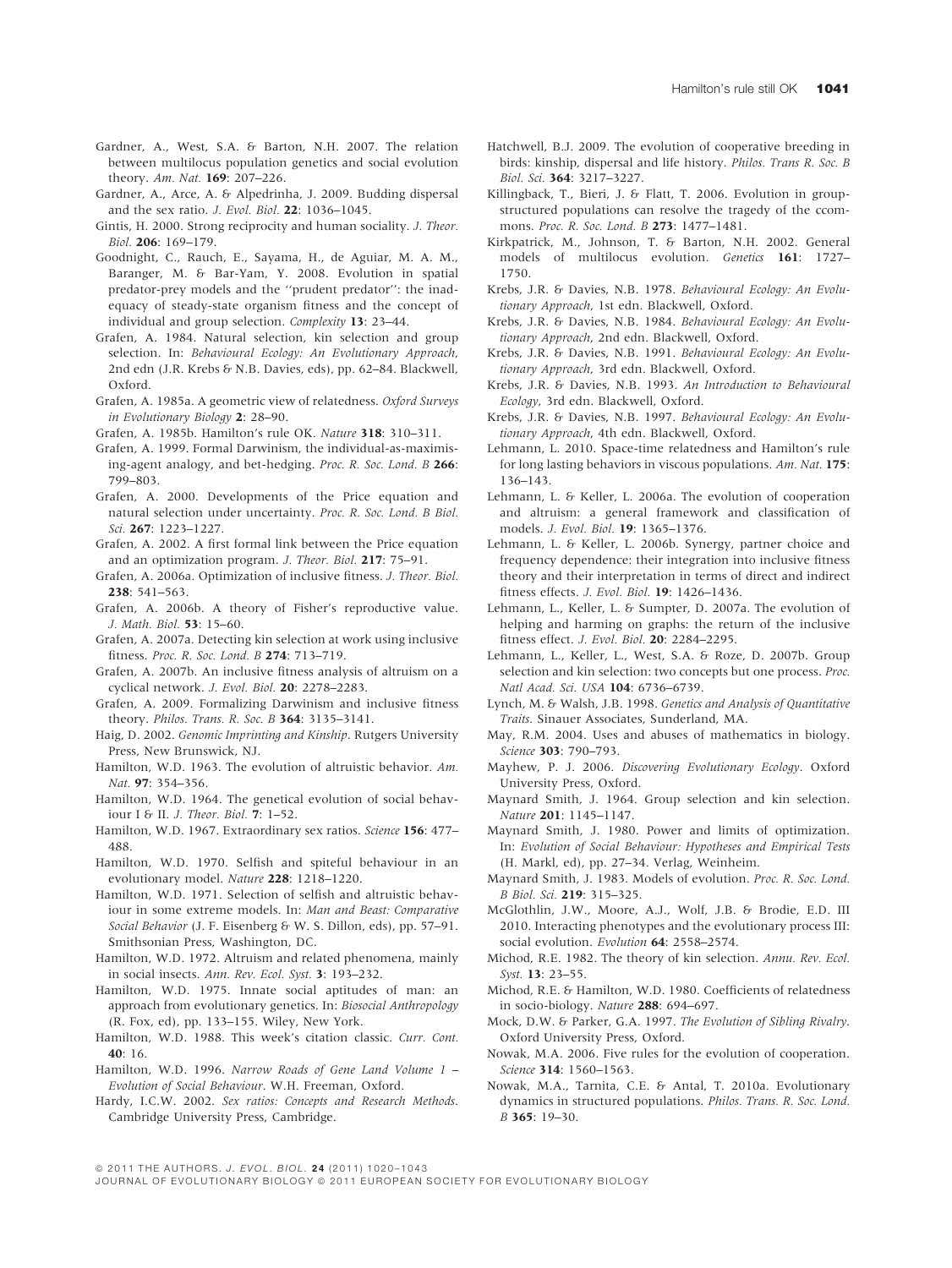Gardner, A., West, S.A. & Barton, N.H. 2007. The relation between multilocus population genetics and social evolution theory. *Am. Nat.* **169**: 207–226.

Gardner, A., Arce, A. & Alpedrinha, J. 2009. Budding dispersal and the sex ratio. *J. Evol. Biol.* **22**: 1036–1045.

Gintis, H. 2000. Strong reciprocity and human sociality. *J. Theor. Biol.* **206**: 169–179.

Goodnight, C., Rauch, E., Sayama, H., de Aguiar, M. A. M., Baranger, M. & Bar-Yam, Y. 2008. Evolution in spatial predator-prey models and the ''prudent predator'': the inadequacy of steady-state organism fitness and the concept of individual and group selection. *Complexity* **13**: 23–44.

Grafen, A. 1984. Natural selection, kin selection and group selection. In: *Behavioural Ecology: An Evolutionary Approach*, 2nd edn (J.R. Krebs & N.B. Davies, eds), pp. 62–84. Blackwell, Oxford.

Grafen, A. 1985a. A geometric view of relatedness. *Oxford Surveys in Evolutionary Biology* **2**: 28–90.

Grafen, A. 1985b. Hamilton's rule OK. *Nature* **318**: 310–311.

Grafen, A. 1999. Formal Darwinism, the individual-as-maximising-agent analogy, and bet-hedging. *Proc. R. Soc. Lond. B* **266**: 799–803.

Grafen, A. 2000. Developments of the Price equation and natural selection under uncertainty. *Proc. R. Soc. Lond. B Biol. Sci.* **267**: 1223–1227.

Grafen, A. 2002. A first formal link between the Price equation and an optimization program. *J. Theor. Biol.* **217**: 75–91.

Grafen, A. 2006a. Optimization of inclusive fitness. *J. Theor. Biol.* **238**: 541–563.

Grafen, A. 2006b. A theory of Fisher's reproductive value. *J. Math. Biol.* **53**: 15–60.

Grafen, A. 2007a. Detecting kin selection at work using inclusive fitness. *Proc. R. Soc. Lond. B* **274**: 713–719.

Grafen, A. 2007b. An inclusive fitness analysis of altruism on a cyclical network. *J. Evol. Biol.* **20**: 2278–2283.

Grafen, A. 2009. Formalizing Darwinism and inclusive fitness theory. *Philos. Trans. R. Soc. B* **364**: 3135–3141.

Haig, D. 2002. *Genomic Imprinting and Kinship*. Rutgers University Press, New Brunswick, NJ.

Hamilton, W.D. 1963. The evolution of altruistic behavior. *Am. Nat.* **97**: 354–356.

Hamilton, W.D. 1964. The genetical evolution of social behaviour I & II. *J. Theor. Biol.* **7**: 1–52.

Hamilton, W.D. 1967. Extraordinary sex ratios. *Science* **156**: 477–488.

Hamilton, W.D. 1970. Selfish and spiteful behaviour in an evolutionary model. *Nature* **228**: 1218–1220.

Hamilton, W.D. 1971. Selection of selfish and altruistic behaviour in some extreme models. In: *Man and Beast: Comparative Social Behavior* (J. F. Eisenberg & W. S. Dillon, eds), pp. 57–91. Smithsonian Press, Washington, DC.

Hamilton, W.D. 1972. Altruism and related phenomena, mainly in social insects. *Ann. Rev. Ecol. Syst.* **3**: 193–232.

Hamilton, W.D. 1975. Innate social aptitudes of man: an approach from evolutionary genetics. In: *Biosocial Anthropology* (R. Fox, ed), pp. 133–155. Wiley, New York.

Hamilton, W.D. 1988. This week's citation classic. *Curr. Cont.* **40**: 16.

Hamilton, W.D. 1996. *Narrow Roads of Gene Land Volume 1 – Evolution of Social Behaviour*. W.H. Freeman, Oxford.

Hardy, I.C.W. 2002. *Sex ratios: Concepts and Research Methods*. Cambridge University Press, Cambridge.

Hatchwell, B.J. 2009. The evolution of cooperative breeding in birds: kinship, dispersal and life history. *Philos. Trans R. Soc. B Biol. Sci.* **364**: 3217–3227.

Killingback, T., Bieri, J. & Flatt, T. 2006. Evolution in group-structured populations can resolve the tragedy of the ccommons. *Proc. R. Soc. Lond. B* **273**: 1477–1481.

Kirkpatrick, M., Johnson, T. & Barton, N.H. 2002. General models of multilocus evolution. *Genetics* **161**: 1727–1750.

Krebs, J.R. & Davies, N.B. 1978. *Behavioural Ecology: An Evolutionary Approach*, 1st edn. Blackwell, Oxford.

Krebs, J.R. & Davies, N.B. 1984. *Behavioural Ecology: An Evolutionary Approach*, 2nd edn. Blackwell, Oxford.

Krebs, J.R. & Davies, N.B. 1991. *Behavioural Ecology: An Evolutionary Approach*, 3rd edn. Blackwell, Oxford.

Krebs, J.R. & Davies, N.B. 1993. *An Introduction to Behavioural Ecology*, 3rd edn. Blackwell, Oxford.

Krebs, J.R. & Davies, N.B. 1997. *Behavioural Ecology: An Evolutionary Approach*, 4th edn. Blackwell, Oxford.

Lehmann, L. 2010. Space-time relatedness and Hamilton's rule for long lasting behaviors in viscous populations. *Am. Nat.* **175**: 136–143.

Lehmann, L. & Keller, L. 2006a. The evolution of cooperation and altruism: a general framework and classification of models. *J. Evol. Biol.* **19**: 1365–1376.

Lehmann, L. & Keller, L. 2006b. Synergy, partner choice and frequency dependence: their integration into inclusive fitness theory and their interpretation in terms of direct and indirect fitness effects. *J. Evol. Biol.* **19**: 1426–1436.

Lehmann, L., Keller, L. & Sumpter, D. 2007a. The evolution of helping and harming on graphs: the return of the inclusive fitness effect. *J. Evol. Biol.* **20**: 2284–2295.

Lehmann, L., Keller, L., West, S.A. & Roze, D. 2007b. Group selection and kin selection: two concepts but one process. *Proc. Natl Acad. Sci. USA* **104**: 6736–6739.

Lynch, M. & Walsh, J.B. 1998. *Genetics and Analysis of Quantitative Traits*. Sinauer Associates, Sunderland, MA.

May, R.M. 2004. Uses and abuses of mathematics in biology. *Science* **303**: 790–793.

Mayhew, P. J. 2006. *Discovering Evolutionary Ecology*. Oxford University Press, Oxford.

Maynard Smith, J. 1964. Group selection and kin selection. *Nature* **201**: 1145–1147.

Maynard Smith, J. 1980. Power and limits of optimization. In: *Evolution of Social Behaviour: Hypotheses and Empirical Tests* (H. Markl, ed), pp. 27–34. Verlag, Weinheim.

Maynard Smith, J. 1983. Models of evolution. *Proc. R. Soc. Lond. B Biol. Sci.* **219**: 315–325.

McGlothlin, J.W., Moore, A.J., Wolf, J.B. & Brodie, E.D. III 2010. Interacting phenotypes and the evolutionary process III: social evolution. *Evolution* **64**: 2558–2574.

Michod, R.E. 1982. The theory of kin selection. *Annu. Rev. Ecol. Syst.* **13**: 23–55.

Michod, R.E. & Hamilton, W.D. 1980. Coefficients of relatedness in socio-biology. *Nature* **288**: 694–697.

Mock, D.W. & Parker, G.A. 1997. *The Evolution of Sibling Rivalry*. Oxford University Press, Oxford.

Nowak, M.A. 2006. Five rules for the evolution of cooperation. *Science* **314**: 1560–1563.

Nowak, M.A., Tarnita, C.E. & Antal, T. 2010a. Evolutionary dynamics in structured populations. *Philos. Trans. R. Soc. Lond. B* **365**: 19–30.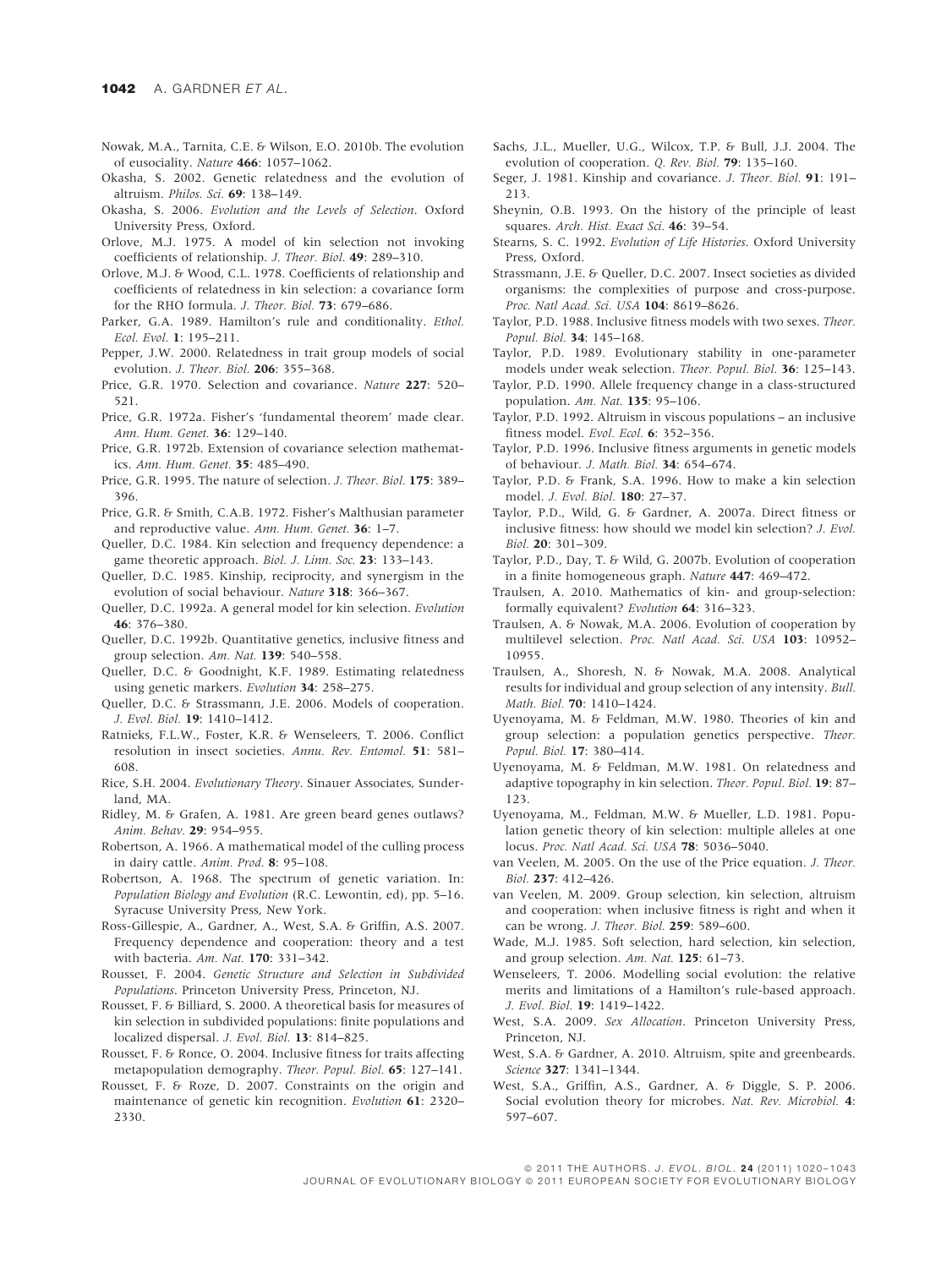Nowak, M.A., Tarnita, C.E. & Wilson, E.O. 2010b. The evolution of eusociality. *Nature* **466**: 1057–1062.

Okasha, S. 2002. Genetic relatedness and the evolution of altruism. *Philos. Sci.* **69**: 138–149.

Okasha, S. 2006. *Evolution and the Levels of Selection*. Oxford University Press, Oxford.

Orlove, M.J. 1975. A model of kin selection not invoking coefficients of relationship. *J. Theor. Biol.* **49**: 289–310.

Orlove, M.J. & Wood, C.L. 1978. Coefficients of relationship and coefficients of relatedness in kin selection: a covariance form for the RHO formula. *J. Theor. Biol.* **73**: 679–686.

Parker, G.A. 1989. Hamilton's rule and conditionality. *Ethol. Ecol. Evol.* **1**: 195–211.

Pepper, J.W. 2000. Relatedness in trait group models of social evolution. *J. Theor. Biol.* **206**: 355–368.

Price, G.R. 1970. Selection and covariance. *Nature* **227**: 520–521.

Price, G.R. 1972a. Fisher's 'fundamental theorem' made clear. *Ann. Hum. Genet.* **36**: 129–140.

Price, G.R. 1972b. Extension of covariance selection mathematics. *Ann. Hum. Genet.* **35**: 485–490.

Price, G.R. 1995. The nature of selection. *J. Theor. Biol.* **175**: 389–396.

Price, G.R. & Smith, C.A.B. 1972. Fisher's Malthusian parameter and reproductive value. *Ann. Hum. Genet.* **36**: 1–7.

Queller, D.C. 1984. Kin selection and frequency dependence: a game theoretic approach. *Biol. J. Linn. Soc.* **23**: 133–143.

Queller, D.C. 1985. Kinship, reciprocity, and synergism in the evolution of social behaviour. *Nature* **318**: 366–367.

Queller, D.C. 1992a. A general model for kin selection. *Evolution* **46**: 376–380.

Queller, D.C. 1992b. Quantitative genetics, inclusive fitness and group selection. *Am. Nat.* **139**: 540–558.

Queller, D.C. & Goodnight, K.F. 1989. Estimating relatedness using genetic markers. *Evolution* **34**: 258–275.

Queller, D.C. & Strassmann, J.E. 2006. Models of cooperation. *J. Evol. Biol.* **19**: 1410–1412.

Ratnieks, F.L.W., Foster, K.R. & Wenseleers, T. 2006. Conflict resolution in insect societies. *Annu. Rev. Entomol.* **51**: 581–608.

Rice, S.H. 2004. *Evolutionary Theory*. Sinauer Associates, Sunderland, MA.

Ridley, M. & Grafen, A. 1981. Are green beard genes outlaws? *Anim. Behav.* **29**: 954–955.

Robertson, A. 1966. A mathematical model of the culling process in dairy cattle. *Anim. Prod.* **8**: 95–108.

Robertson, A. 1968. The spectrum of genetic variation. In: *Population Biology and Evolution* (R.C. Lewontin, ed), pp. 5–16. Syracuse University Press, New York.

Ross-Gillespie, A., Gardner, A., West, S.A. & Griffin, A.S. 2007. Frequency dependence and cooperation: theory and a test with bacteria. *Am. Nat.* **170**: 331–342.

Rousset, F. 2004. *Genetic Structure and Selection in Subdivided Populations*. Princeton University Press, Princeton, NJ.

Rousset, F. & Billiard, S. 2000. A theoretical basis for measures of kin selection in subdivided populations: finite populations and localized dispersal. *J. Evol. Biol.* **13**: 814–825.

Rousset, F. & Ronce, O. 2004. Inclusive fitness for traits affecting metapopulation demography. *Theor. Popul. Biol.* **65**: 127–141.

Rousset, F. & Roze, D. 2007. Constraints on the origin and maintenance of genetic kin recognition. *Evolution* **61**: 2320–2330.

Sachs, J.L., Mueller, U.G., Wilcox, T.P. & Bull, J.J. 2004. The evolution of cooperation. *Q. Rev. Biol.* **79**: 135–160.

Seger, J. 1981. Kinship and covariance. *J. Theor. Biol.* **91**: 191–213.

Sheynin, O.B. 1993. On the history of the principle of least squares. *Arch. Hist. Exact Sci.* **46**: 39–54.

Stearns, S. C. 1992. *Evolution of Life Histories*. Oxford University Press, Oxford.

Strassmann, J.E. & Queller, D.C. 2007. Insect societies as divided organisms: the complexities of purpose and cross-purpose. *Proc. Natl Acad. Sci. USA* **104**: 8619–8626.

Taylor, P.D. 1988. Inclusive fitness models with two sexes. *Theor. Popul. Biol.* **34**: 145–168.

Taylor, P.D. 1989. Evolutionary stability in one-parameter models under weak selection. *Theor. Popul. Biol.* **36**: 125–143.

Taylor, P.D. 1990. Allele frequency change in a class-structured population. *Am. Nat.* **135**: 95–106.

Taylor, P.D. 1992. Altruism in viscous populations – an inclusive fitness model. *Evol. Ecol.* **6**: 352–356.

Taylor, P.D. 1996. Inclusive fitness arguments in genetic models of behaviour. *J. Math. Biol.* **34**: 654–674.

Taylor, P.D. & Frank, S.A. 1996. How to make a kin selection model. *J. Evol. Biol.* **180**: 27–37.

Taylor, P.D., Wild, G. & Gardner, A. 2007a. Direct fitness or inclusive fitness: how should we model kin selection? *J. Evol. Biol.* **20**: 301–309.

Taylor, P.D., Day, T. & Wild, G. 2007b. Evolution of cooperation in a finite homogeneous graph. *Nature* **447**: 469–472.

Traulsen, A. 2010. Mathematics of kin- and group-selection: formally equivalent? *Evolution* **64**: 316–323.

Traulsen, A. & Nowak, M.A. 2006. Evolution of cooperation by multilevel selection. *Proc. Natl Acad. Sci. USA* **103**: 10952–10955.

Traulsen, A., Shoresh, N. & Nowak, M.A. 2008. Analytical results for individual and group selection of any intensity. *Bull. Math. Biol.* **70**: 1410–1424.

Uyenoyama, M. & Feldman, M.W. 1980. Theories of kin and group selection: a population genetics perspective. *Theor. Popul. Biol.* **17**: 380–414.

Uyenoyama, M. & Feldman, M.W. 1981. On relatedness and adaptive topography in kin selection. *Theor. Popul. Biol.* **19**: 87–123.

Uyenoyama, M., Feldman, M.W. & Mueller, L.D. 1981. Population genetic theory of kin selection: multiple alleles at one locus. *Proc. Natl Acad. Sci. USA* **78**: 5036–5040.

van Veelen, M. 2005. On the use of the Price equation. *J. Theor. Biol.* **237**: 412–426.

van Veelen, M. 2009. Group selection, kin selection, altruism and cooperation: when inclusive fitness is right and when it can be wrong. *J. Theor. Biol.* **259**: 589–600.

Wade, M.J. 1985. Soft selection, hard selection, kin selection, and group selection. *Am. Nat.* **125**: 61–73.

Wenseleers, T. 2006. Modelling social evolution: the relative merits and limitations of a Hamilton's rule-based approach. *J. Evol. Biol.* **19**: 1419–1422.

West, S.A. 2009. *Sex Allocation*. Princeton University Press, Princeton, NJ.

West, S.A. & Gardner, A. 2010. Altruism, spite and greenbeards. *Science* **327**: 1341–1344.

West, S.A., Griffin, A.S., Gardner, A. & Diggle, S. P. 2006. Social evolution theory for microbes. *Nat. Rev. Microbiol.* **4**: 597–607.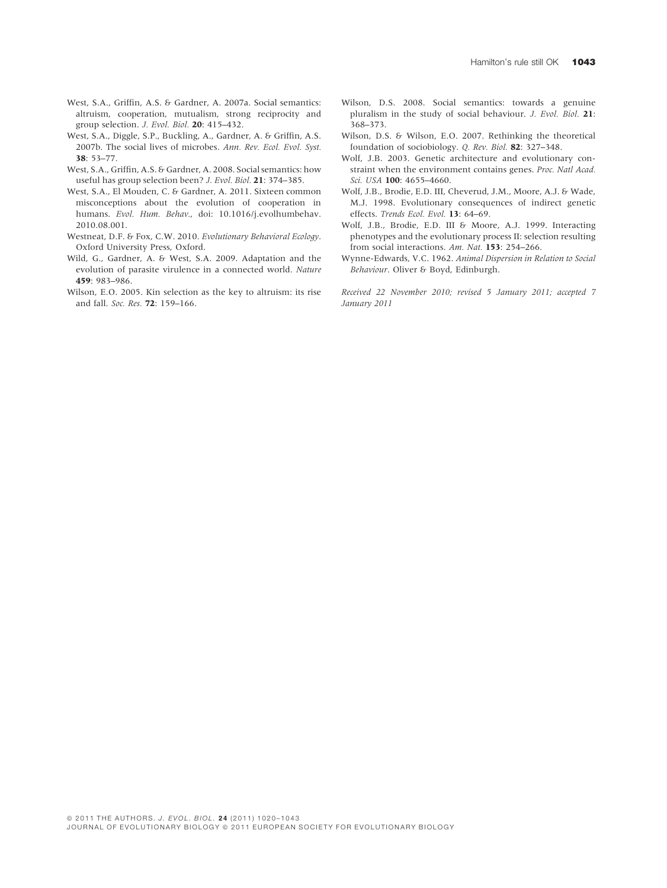West, S.A., Griffin, A.S. & Gardner, A. 2007a. Social semantics: altruism, cooperation, mutualism, strong reciprocity and group selection. *J. Evol. Biol.* **20**: 415–432.

West, S.A., Diggle, S.P., Buckling, A., Gardner, A. & Griffin, A.S. 2007b. The social lives of microbes. *Ann. Rev. Ecol. Evol. Syst.* **38**: 53–77.

West, S.A., Griffin, A.S. & Gardner, A. 2008. Social semantics: how useful has group selection been? *J. Evol. Biol.* **21**: 374–385.

West, S.A., El Mouden, C. & Gardner, A. 2011. Sixteen common misconceptions about the evolution of cooperation in humans. *Evol. Hum. Behav.*, doi: 10.1016/j.evolhumbehav.2010.08.001.

Westneat, D.F. & Fox, C.W. 2010. *Evolutionary Behavioral Ecology*. Oxford University Press, Oxford.

Wild, G., Gardner, A. & West, S.A. 2009. Adaptation and the evolution of parasite virulence in a connected world. *Nature* **459**: 983–986.

Wilson, E.O. 2005. Kin selection as the key to altruism: its rise and fall. *Soc. Res.* **72**: 159–166.

Wilson, D.S. 2008. Social semantics: towards a genuine pluralism in the study of social behaviour. *J. Evol. Biol.* **21**: 368–373.

Wilson, D.S. & Wilson, E.O. 2007. Rethinking the theoretical foundation of sociobiology. *Q. Rev. Biol.* **82**: 327–348.

Wolf, J.B. 2003. Genetic architecture and evolutionary constraint when the environment contains genes. *Proc. Natl Acad. Sci. USA* **100**: 4655–4660.

Wolf, J.B., Brodie, E.D. III, Cheverud, J.M., Moore, A.J. & Wade, M.J. 1998. Evolutionary consequences of indirect genetic effects. *Trends Ecol. Evol.* **13**: 64–69.

Wolf, J.B., Brodie, E.D. III & Moore, A.J. 1999. Interacting phenotypes and the evolutionary process II: selection resulting from social interactions. *Am. Nat.* **153**: 254–266.

Wynne-Edwards, V.C. 1962. *Animal Dispersion in Relation to Social Behaviour*. Oliver & Boyd, Edinburgh.

*Received 22 November 2010; revised 5 January 2011; accepted 7 January 2011*